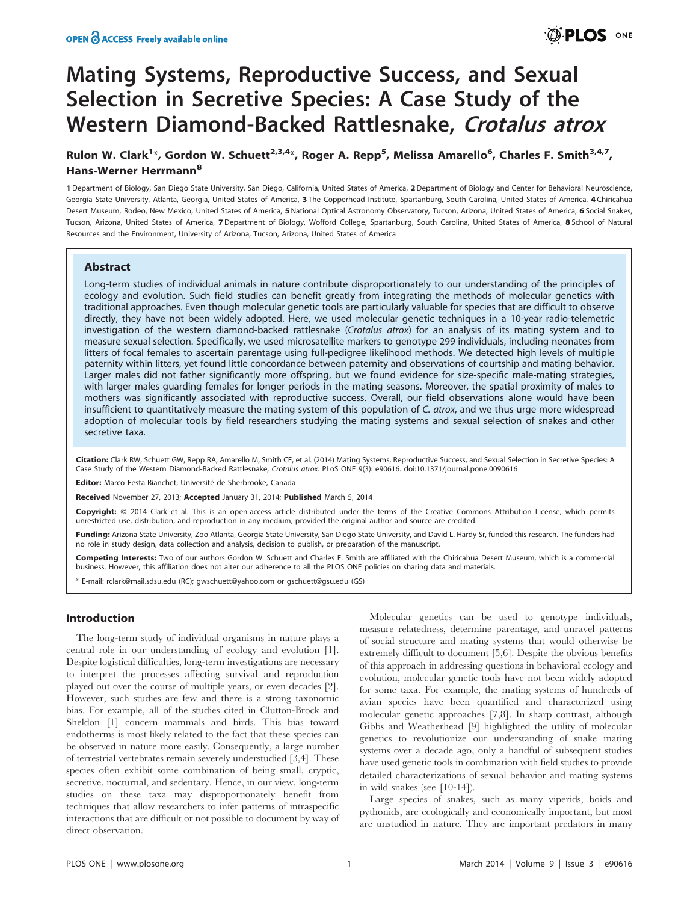# Mating Systems, Reproductive Success, and Sexual Selection in Secretive Species: A Case Study of the Western Diamond-Backed Rattlesnake, *Crotalus atrox*

**Rulon W. Clark[1]\*, Gordon W. Schuett[2,3,4]\*, Roger A. Repp[5], Melissa Amarello[6], Charles F. Smith[3,4,7], Hans-Werner Herrmann[8]**

1 Department of Biology, San Diego State University, San Diego, California, United States of America, 2 Department of Biology and Center for Behavioral Neuroscience, Georgia State University, Atlanta, Georgia, United States of America, 3 The Copperhead Institute, Spartanburg, South Carolina, United States of America, 4 Chiricahua Desert Museum, Rodeo, New Mexico, United States of America, 5 National Optical Astronomy Observatory, Tucson, Arizona, United States of America, 6 Social Snakes, Tucson, Arizona, United States of America, 7 Department of Biology, Wofford College, Spartanburg, South Carolina, United States of America, 8 School of Natural Resources and the Environment, University of Arizona, Tucson, Arizona, United States of America

## Abstract

Long-term studies of individual animals in nature contribute disproportionately to our understanding of the principles of ecology and evolution. Such field studies can benefit greatly from integrating the methods of molecular genetics with traditional approaches. Even though molecular genetic tools are particularly valuable for species that are difficult to observe directly, they have not been widely adopted. Here, we used molecular genetic techniques in a 10-year radio-telemetric investigation of the western diamond-backed rattlesnake (*Crotalus atrox*) for an analysis of its mating system and to measure sexual selection. Specifically, we used microsatellite markers to genotype 299 individuals, including neonates from litters of focal females to ascertain parentage using full-pedigree likelihood methods. We detected high levels of multiple paternity within litters, yet found little concordance between paternity and observations of courtship and mating behavior. Larger males did not father significantly more offspring, but we found evidence for size-specific male-mating strategies, with larger males guarding females for longer periods in the mating seasons. Moreover, the spatial proximity of males to mothers was significantly associated with reproductive success. Overall, our field observations alone would have been insufficient to quantitatively measure the mating system of this population of *C. atrox*, and we thus urge more widespread adoption of molecular tools by field researchers studying the mating systems and sexual selection of snakes and other secretive taxa.

**Citation:** Clark RW, Schuett GW, Repp RA, Amarello M, Smith CF, et al. (2014) Mating Systems, Reproductive Success, and Sexual Selection in Secretive Species: A Case Study of the Western Diamond-Backed Rattlesnake, *Crotalus atrox*. PLoS ONE 9(3): e90616. doi:10.1371/journal.pone.0090616

**Editor:** Marco Festa-Bianchet, Université de Sherbrooke, Canada

**Received** November 27, 2013; **Accepted** January 31, 2014; **Published** March 5, 2014

**Copyright:** © 2014 Clark et al. This is an open-access article distributed under the terms of the Creative Commons Attribution License, which permits unrestricted use, distribution, and reproduction in any medium, provided the original author and source are credited.

**Funding:** Arizona State University, Zoo Atlanta, Georgia State University, San Diego State University, and David L. Hardy Sr, funded this research. The funders had no role in study design, data collection and analysis, decision to publish, or preparation of the manuscript.

**Competing Interests:** Two of our authors Gordon W. Schuett and Charles F. Smith are affiliated with the Chiricahua Desert Museum, which is a commercial business. However, this affiliation does not alter our adherence to all the PLOS ONE policies on sharing data and materials.

\* E-mail: rclark@mail.sdsu.edu (RC); gwschuett@yahoo.com or gschuett@gsu.edu (GS)

## Introduction

The long-term study of individual organisms in nature plays a central role in our understanding of ecology and evolution [1]. Despite logistical difficulties, long-term investigations are necessary to interpret the processes affecting survival and reproduction played out over the course of multiple years, or even decades [2]. However, such studies are few and there is a strong taxonomic bias. For example, all of the studies cited in Clutton-Brock and Sheldon [1] concern mammals and birds. This bias toward endotherms is most likely related to the fact that these species can be observed in nature more easily. Consequently, a large number of terrestrial vertebrates remain severely understudied [3,4]. These species often exhibit some combination of being small, cryptic, secretive, nocturnal, and sedentary. Hence, in our view, long-term studies on these taxa may disproportionately benefit from techniques that allow researchers to infer patterns of intraspecific interactions that are difficult or not possible to document by way of direct observation.

Molecular genetics can be used to genotype individuals, measure relatedness, determine parentage, and unravel patterns of social structure and mating systems that would otherwise be extremely difficult to document [5,6]. Despite the obvious benefits of this approach in addressing questions in behavioral ecology and evolution, molecular genetic tools have not been widely adopted for some taxa. For example, the mating systems of hundreds of avian species have been quantified and characterized using molecular genetic approaches [7,8]. In sharp contrast, although Gibbs and Weatherhead [9] highlighted the utility of molecular genetics to revolutionize our understanding of snake mating systems over a decade ago, only a handful of subsequent studies have used genetic tools in combination with field studies to provide detailed characterizations of sexual behavior and mating systems in wild snakes (see [10-14]).

Large species of snakes, such as many viperids, boids and pythonids, are ecologically and economically important, but most are unstudied in nature. They are important predators in many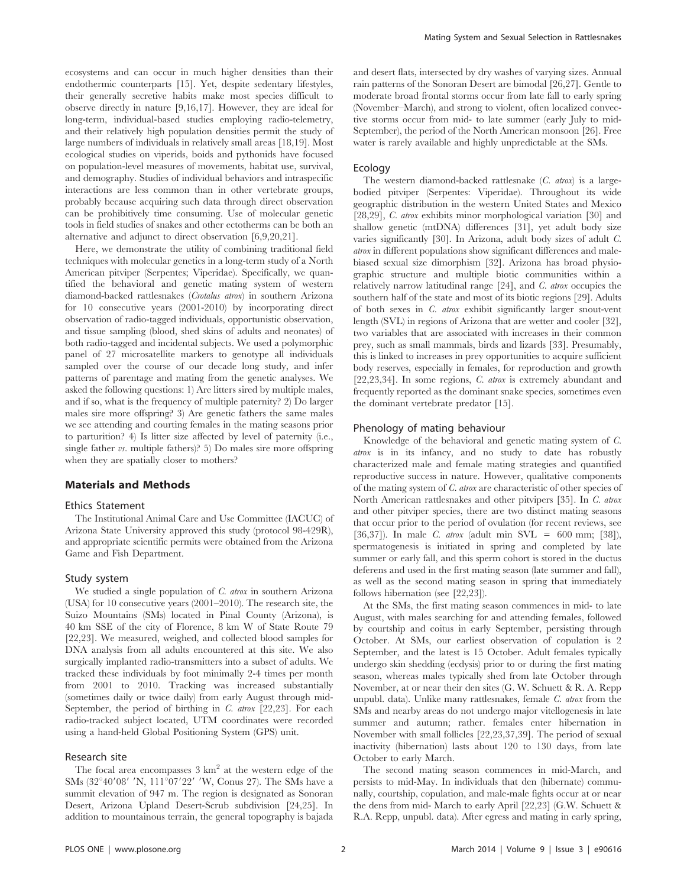ecosystems and can occur in much higher densities than their endothermic counterparts [15]. Yet, despite sedentary lifestyles, their generally secretive habits make most species difficult to observe directly in nature [9,16,17]. However, they are ideal for long-term, individual-based studies employing radio-telemetry, and their relatively high population densities permit the study of large numbers of individuals in relatively small areas [18,19]. Most ecological studies on viperids, boids and pythonids have focused on population-level measures of movements, habitat use, survival, and demography. Studies of individual behaviors and intraspecific interactions are less common than in other vertebrate groups, probably because acquiring such data through direct observation can be prohibitively time consuming. Use of molecular genetic tools in field studies of snakes and other ectotherms can be both an alternative and adjunct to direct observation [6,9,20,21].

Here, we demonstrate the utility of combining traditional field techniques with molecular genetics in a long-term study of a North American pitviper (Serpentes; Viperidae). Specifically, we quantified the behavioral and genetic mating system of western diamond-backed rattlesnakes (*Crotalus atrox*) in southern Arizona for 10 consecutive years (2001-2010) by incorporating direct observation of radio-tagged individuals, opportunistic observation, and tissue sampling (blood, shed skins of adults and neonates) of both radio-tagged and incidental subjects. We used a polymorphic panel of 27 microsatellite markers to genotype all individuals sampled over the course of our decade long study, and infer patterns of parentage and mating from the genetic analyses. We asked the following questions: 1) Are litters sired by multiple males, and if so, what is the frequency of multiple paternity? 2) Do larger males sire more offspring? 3) Are genetic fathers the same males we see attending and courting females in the mating seasons prior to parturition? 4) Is litter size affected by level of paternity (i.e., single father *vs*. multiple fathers)? 5) Do males sire more offspring when they are spatially closer to mothers?

## Materials and Methods

### Ethics Statement

The Institutional Animal Care and Use Committee (IACUC) of Arizona State University approved this study (protocol 98-429R), and appropriate scientific permits were obtained from the Arizona Game and Fish Department.

### Study system

We studied a single population of *C. atrox* in southern Arizona (USA) for 10 consecutive years (2001–2010). The research site, the Suizo Mountains (SMs) located in Pinal County (Arizona), is 40 km SSE of the city of Florence, 8 km W of State Route 79 [22,23]. We measured, weighed, and collected blood samples for DNA analysis from all adults encountered at this site. We also surgically implanted radio-transmitters into a subset of adults. We tracked these individuals by foot minimally 2-4 times per month from 2001 to 2010. Tracking was increased substantially (sometimes daily or twice daily) from early August through mid-September, the period of birthing in *C. atrox* [22,23]. For each radio-tracked subject located, UTM coordinates were recorded using a hand-held Global Positioning System (GPS) unit.

### Research site

The focal area encompasses 3 km$^2$ at the western edge of the SMs (32°40′08′ ′N, 111°07′22′ ′W, Conus 27). The SMs have a summit elevation of 947 m. The region is designated as Sonoran Desert, Arizona Upland Desert-Scrub subdivision [24,25]. In addition to mountainous terrain, the general topography is bajada and desert flats, intersected by dry washes of varying sizes. Annual rain patterns of the Sonoran Desert are bimodal [26,27]. Gentle to moderate broad frontal storms occur from late fall to early spring (November–March), and strong to violent, often localized convective storms occur from mid- to late summer (early July to mid-September), the period of the North American monsoon [26]. Free water is rarely available and highly unpredictable at the SMs.

### Ecology

The western diamond-backed rattlesnake (*C. atrox*) is a large-bodied pitviper (Serpentes: Viperidae). Throughout its wide geographic distribution in the western United States and Mexico [28,29], *C. atrox* exhibits minor morphological variation [30] and shallow genetic (mtDNA) differences [31], yet adult body size varies significantly [30]. In Arizona, adult body sizes of adult *C. atrox* in different populations show significant differences and male-biased sexual size dimorphism [32]. Arizona has broad physiographic structure and multiple biotic communities within a relatively narrow latitudinal range [24], and *C. atrox* occupies the southern half of the state and most of its biotic regions [29]. Adults of both sexes in *C. atrox* exhibit significantly larger snout-vent length (SVL) in regions of Arizona that are wetter and cooler [32], two variables that are associated with increases in their common prey, such as small mammals, birds and lizards [33]. Presumably, this is linked to increases in prey opportunities to acquire sufficient body reserves, especially in females, for reproduction and growth [22,23,34]. In some regions, *C. atrox* is extremely abundant and frequently reported as the dominant snake species, sometimes even the dominant vertebrate predator [15].

### Phenology of mating behaviour

Knowledge of the behavioral and genetic mating system of *C. atrox* is in its infancy, and no study to date has robustly characterized male and female mating strategies and quantified reproductive success in nature. However, qualitative components of the mating system of *C. atrox* are characteristic of other species of North American rattlesnakes and other pitvipers [35]. In *C. atrox* and other pitviper species, there are two distinct mating seasons that occur prior to the period of ovulation (for recent reviews, see [36,37]). In male *C. atrox* (adult min SVL = 600 mm; [38]), spermatogenesis is initiated in spring and completed by late summer or early fall, and this sperm cohort is stored in the ductus deferens and used in the first mating season (late summer and fall), as well as the second mating season in spring that immediately follows hibernation (see [22,23]).

At the SMs, the first mating season commences in mid- to late August, with males searching for and attending females, followed by courtship and coitus in early September, persisting through October. At SMs, our earliest observation of copulation is 2 September, and the latest is 15 October. Adult females typically undergo skin shedding (ecdysis) prior to or during the first mating season, whereas males typically shed from late October through November, at or near their den sites (G. W. Schuett & R. A. Repp unpubl. data). Unlike many rattlesnakes, female *C. atrox* from the SMs and nearby areas do not undergo major vitellogenesis in late summer and autumn; rather. females enter hibernation in November with small follicles [22,23,37,39]. The period of sexual inactivity (hibernation) lasts about 120 to 130 days, from late October to early March.

The second mating season commences in mid-March, and persists to mid-May. In individuals that den (hibernate) communally, courtship, copulation, and male-male fights occur at or near the dens from mid- March to early April [22,23] (G.W. Schuett & R.A. Repp, unpubl. data). After egress and mating in early spring,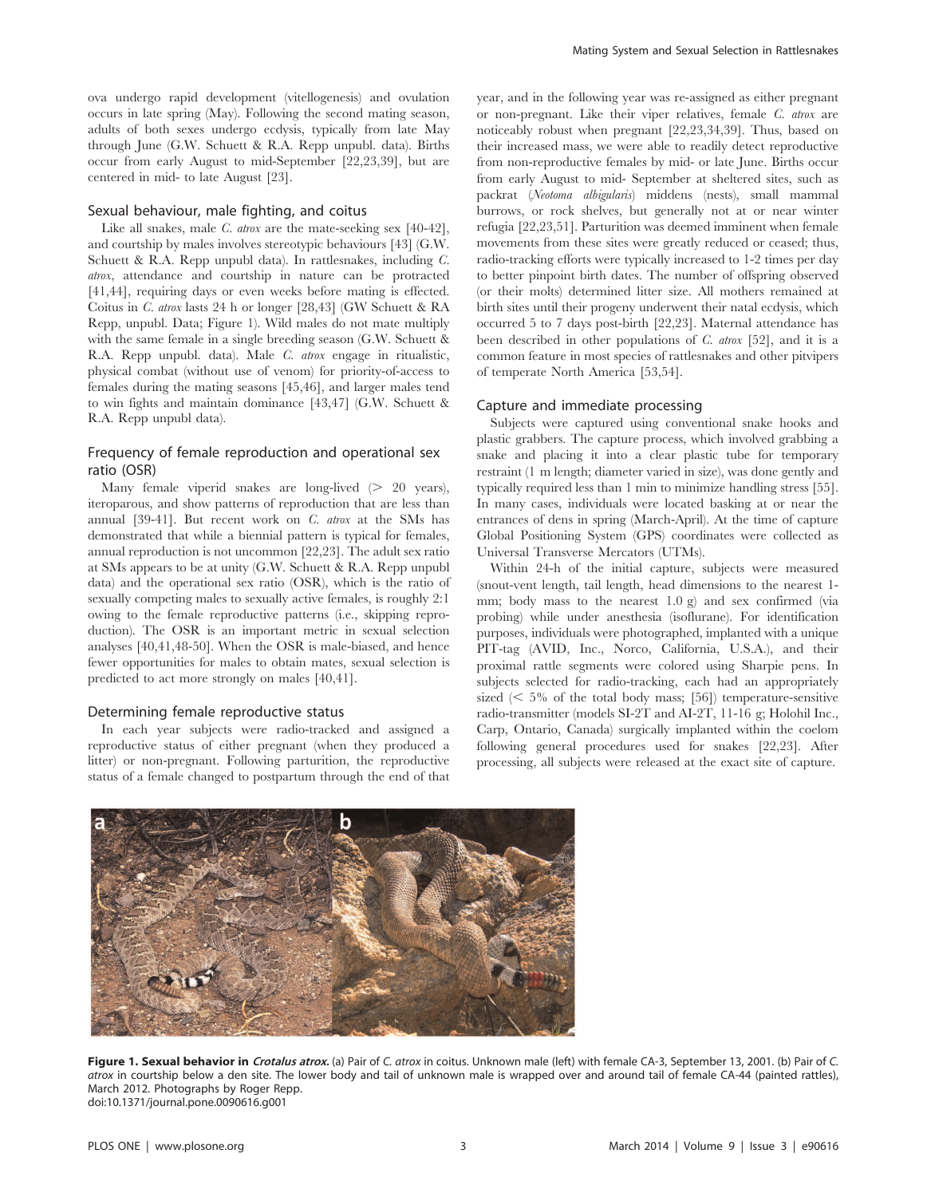ova undergo rapid development (vitellogenesis) and ovulation occurs in late spring (May). Following the second mating season, adults of both sexes undergo ecdysis, typically from late May through June (G.W. Schuett & R.A. Repp unpubl. data). Births occur from early August to mid-September [22,23,39], but are centered in mid- to late August [23].

### Sexual behaviour, male fighting, and coitus

Like all snakes, male *C. atrox* are the mate-seeking sex [40-42], and courtship by males involves stereotypic behaviours [43] (G.W. Schuett & R.A. Repp unpubl data). In rattlesnakes, including *C. atrox*, attendance and courtship in nature can be protracted [41,44], requiring days or even weeks before mating is effected. Coitus in *C. atrox* lasts 24 h or longer [28,43] (GW Schuett & RA Repp, unpubl. Data; Figure 1). Wild males do not mate multiply with the same female in a single breeding season (G.W. Schuett & R.A. Repp unpubl. data). Male *C. atrox* engage in ritualistic, physical combat (without use of venom) for priority-of-access to females during the mating seasons [45,46], and larger males tend to win fights and maintain dominance [43,47] (G.W. Schuett & R.A. Repp unpubl data).

### Frequency of female reproduction and operational sex ratio (OSR)

Many female viperid snakes are long-lived (> 20 years), iteroparous, and show patterns of reproduction that are less than annual [39-41]. But recent work on *C. atrox* at the SMs has demonstrated that while a biennial pattern is typical for females, annual reproduction is not uncommon [22,23]. The adult sex ratio at SMs appears to be at unity (G.W. Schuett & R.A. Repp unpubl data) and the operational sex ratio (OSR), which is the ratio of sexually competing males to sexually active females, is roughly 2:1 owing to the female reproductive patterns (i.e., skipping reproduction). The OSR is an important metric in sexual selection analyses [40,41,48-50]. When the OSR is male-biased, and hence fewer opportunities for males to obtain mates, sexual selection is predicted to act more strongly on males [40,41].

### Determining female reproductive status

In each year subjects were radio-tracked and assigned a reproductive status of either pregnant (when they produced a litter) or non-pregnant. Following parturition, the reproductive status of a female changed to postpartum through the end of that year, and in the following year was re-assigned as either pregnant or non-pregnant. Like their viper relatives, female *C. atrox* are noticeably robust when pregnant [22,23,34,39]. Thus, based on their increased mass, we were able to readily detect reproductive from non-reproductive females by mid- or late June. Births occur from early August to mid- September at sheltered sites, such as packrat (*Neotoma albigularis*) middens (nests), small mammal burrows, or rock shelves, but generally not at or near winter refugia [22,23,51]. Parturition was deemed imminent when female movements from these sites were greatly reduced or ceased; thus, radio-tracking efforts were typically increased to 1-2 times per day to better pinpoint birth dates. The number of offspring observed (or their molts) determined litter size. All mothers remained at birth sites until their progeny underwent their natal ecdysis, which occurred 5 to 7 days post-birth [22,23]. Maternal attendance has been described in other populations of *C. atrox* [52], and it is a common feature in most species of rattlesnakes and other pitvipers of temperate North America [53,54].

### Capture and immediate processing

Subjects were captured using conventional snake hooks and plastic grabbers. The capture process, which involved grabbing a snake and placing it into a clear plastic tube for temporary restraint (1 m length; diameter varied in size), was done gently and typically required less than 1 min to minimize handling stress [55]. In many cases, individuals were located basking at or near the entrances of dens in spring (March-April). At the time of capture Global Positioning System (GPS) coordinates were collected as Universal Transverse Mercators (UTMs).

Within 24-h of the initial capture, subjects were measured (snout-vent length, tail length, head dimensions to the nearest 1-mm; body mass to the nearest 1.0 g) and sex confirmed (via probing) while under anesthesia (isoflurane). For identification purposes, individuals were photographed, implanted with a unique PIT-tag (AVID, Inc., Norco, California, U.S.A.), and their proximal rattle segments were colored using Sharpie pens. In subjects selected for radio-tracking, each had an appropriately sized (< 5% of the total body mass; [56]) temperature-sensitive radio-transmitter (models SI-2T and AI-2T, 11-16 g; Holohil Inc., Carp, Ontario, Canada) surgically implanted within the coelom following general procedures used for snakes [22,23]. After processing, all subjects were released at the exact site of capture.

**Figure 1. Sexual behavior in *Crotalus atrox*.** (a) Pair of *C. atrox* in coitus. Unknown male (left) with female CA-3, September 13, 2001. (b) Pair of *C. atrox* in courtship below a den site. The lower body and tail of unknown male is wrapped over and around tail of female CA-44 (painted rattles), March 2012. Photographs by Roger Repp.
doi:10.1371/journal.pone.0090616.g001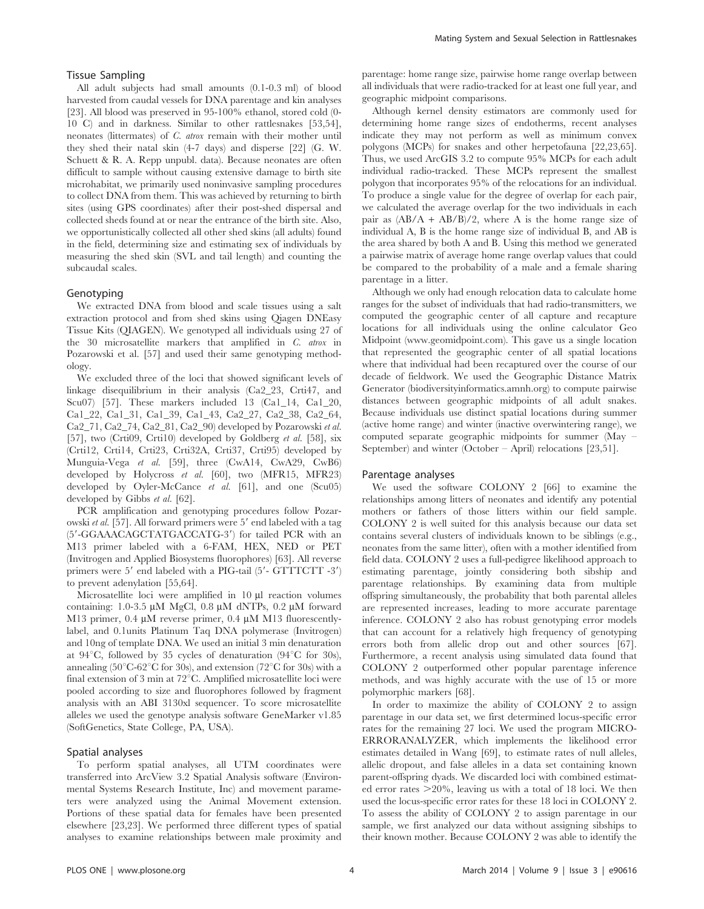### Tissue Sampling

All adult subjects had small amounts (0.1-0.3 ml) of blood harvested from caudal vessels for DNA parentage and kin analyses [23]. All blood was preserved in 95-100% ethanol, stored cold (0-10 C) and in darkness. Similar to other rattlesnakes [53,54], neonates (littermates) of *C. atrox* remain with their mother until they shed their natal skin (4-7 days) and disperse [22] (G. W. Schuett & R. A. Repp unpubl. data). Because neonates are often difficult to sample without causing extensive damage to birth site microhabitat, we primarily used noninvasive sampling procedures to collect DNA from them. This was achieved by returning to birth sites (using GPS coordinates) after their post-shed dispersal and collected sheds found at or near the entrance of the birth site. Also, we opportunistically collected all other shed skins (all adults) found in the field, determining size and estimating sex of individuals by measuring the shed skin (SVL and tail length) and counting the subcaudal scales.

### Genotyping

We extracted DNA from blood and scale tissues using a salt extraction protocol and from shed skins using Qiagen DNEasy Tissue Kits (QIAGEN). We genotyped all individuals using 27 of the 30 microsatellite markers that amplified in *C. atrox* in Pozarowski et al. [57] and used their same genotyping methodology.

We excluded three of the loci that showed significant levels of linkage disequilibrium in their analysis (Ca2_23, Crti47, and Scu07) [57]. These markers included 13 (Ca1_14, Ca1_20, Ca1_22, Ca1_31, Ca1_39, Ca1_43, Ca2_27, Ca2_38, Ca2_64, Ca2_71, Ca2_74, Ca2_81, Ca2_90) developed by Pozarowski *et al.* [57], two (Crti09, Crti10) developed by Goldberg *et al.* [58], six (Crti12, Crti14, Crti23, Crti32A, Crti37, Crti95) developed by Munguia-Vega *et al.* [59], three (CwA14, CwA29, CwB6) developed by Holycross *et al.* [60], two (MFR15, MFR23) developed by Oyler-McCance *et al.* [61], and one (Scu05) developed by Gibbs *et al.* [62].

PCR amplification and genotyping procedures follow Pozarowski *et al.* [57]. All forward primers were 5′ end labeled with a tag (5′-GGAAACAGCTATGACCATG-3′) for tailed PCR with an M13 primer labeled with a 6-FAM, HEX, NED or PET (Invitrogen and Applied Biosystems fluorophores) [63]. All reverse primers were 5′ end labeled with a PIG-tail (5′- GTTTCTT -3′) to prevent adenylation [55,64].

Microsatellite loci were amplified in 10 µl reaction volumes containing: 1.0-3.5 µM MgCl, 0.8 µM dNTPs, 0.2 µM forward M13 primer, 0.4 µM reverse primer, 0.4 µM M13 fluorescently-label, and 0.1units Platinum Taq DNA polymerase (Invitrogen) and 10ng of template DNA. We used an initial 3 min denaturation at 94°C, followed by 35 cycles of denaturation (94°C for 30s), annealing (50°C-62°C for 30s), and extension (72°C for 30s) with a final extension of 3 min at 72°C. Amplified microsatellite loci were pooled according to size and fluorophores followed by fragment analysis with an ABI 3130xl sequencer. To score microsatellite alleles we used the genotype analysis software GeneMarker v1.85 (SoftGenetics, State College, PA, USA).

### Spatial analyses

To perform spatial analyses, all UTM coordinates were transferred into ArcView 3.2 Spatial Analysis software (Environmental Systems Research Institute, Inc) and movement parameters were analyzed using the Animal Movement extension. Portions of these spatial data for females have been presented elsewhere [23,23]. We performed three different types of spatial analyses to examine relationships between male proximity and parentage: home range size, pairwise home range overlap between all individuals that were radio-tracked for at least one full year, and geographic midpoint comparisons.

Although kernel density estimators are commonly used for determining home range sizes of endotherms, recent analyses indicate they may not perform as well as minimum convex polygons (MCPs) for snakes and other herpetofauna [22,23,65]. Thus, we used ArcGIS 3.2 to compute 95% MCPs for each adult individual radio-tracked. These MCPs represent the smallest polygon that incorporates 95% of the relocations for an individual. To produce a single value for the degree of overlap for each pair, we calculated the average overlap for the two individuals in each pair as $(AB/A + AB/B)/2$, where A is the home range size of individual A, B is the home range size of individual B, and AB is the area shared by both A and B. Using this method we generated a pairwise matrix of average home range overlap values that could be compared to the probability of a male and a female sharing parentage in a litter.

Although we only had enough relocation data to calculate home ranges for the subset of individuals that had radio-transmitters, we computed the geographic center of all capture and recapture locations for all individuals using the online calculator Geo Midpoint (www.geomidpoint.com). This gave us a single location that represented the geographic center of all spatial locations where that individual had been recaptured over the course of our decade of fieldwork. We used the Geographic Distance Matrix Generator (biodiversityinformatics.amnh.org) to compute pairwise distances between geographic midpoints of all adult snakes. Because individuals use distinct spatial locations during summer (active home range) and winter (inactive overwintering range), we computed separate geographic midpoints for summer (May – September) and winter (October – April) relocations [23,51].

### Parentage analyses

We used the software COLONY 2 [66] to examine the relationships among litters of neonates and identify any potential mothers or fathers of those litters within our field sample. COLONY 2 is well suited for this analysis because our data set contains several clusters of individuals known to be siblings (e.g., neonates from the same litter), often with a mother identified from field data. COLONY 2 uses a full-pedigree likelihood approach to estimating parentage, jointly considering both sibship and parentage relationships. By examining data from multiple offspring simultaneously, the probability that both parental alleles are represented increases, leading to more accurate parentage inference. COLONY 2 also has robust genotyping error models that can account for a relatively high frequency of genotyping errors both from allelic drop out and other sources [67]. Furthermore, a recent analysis using simulated data found that COLONY 2 outperformed other popular parentage inference methods, and was highly accurate with the use of 15 or more polymorphic markers [68].

In order to maximize the ability of COLONY 2 to assign parentage in our data set, we first determined locus-specific error rates for the remaining 27 loci. We used the program MICRO-ERRORANALYZER, which implements the likelihood error estimates detailed in Wang [69], to estimate rates of null alleles, allelic dropout, and false alleles in a data set containing known parent-offspring dyads. We discarded loci with combined estimated error rates >20%, leaving us with a total of 18 loci. We then used the locus-specific error rates for these 18 loci in COLONY 2. To assess the ability of COLONY 2 to assign parentage in our sample, we first analyzed our data without assigning sibships to their known mother. Because COLONY 2 was able to identify the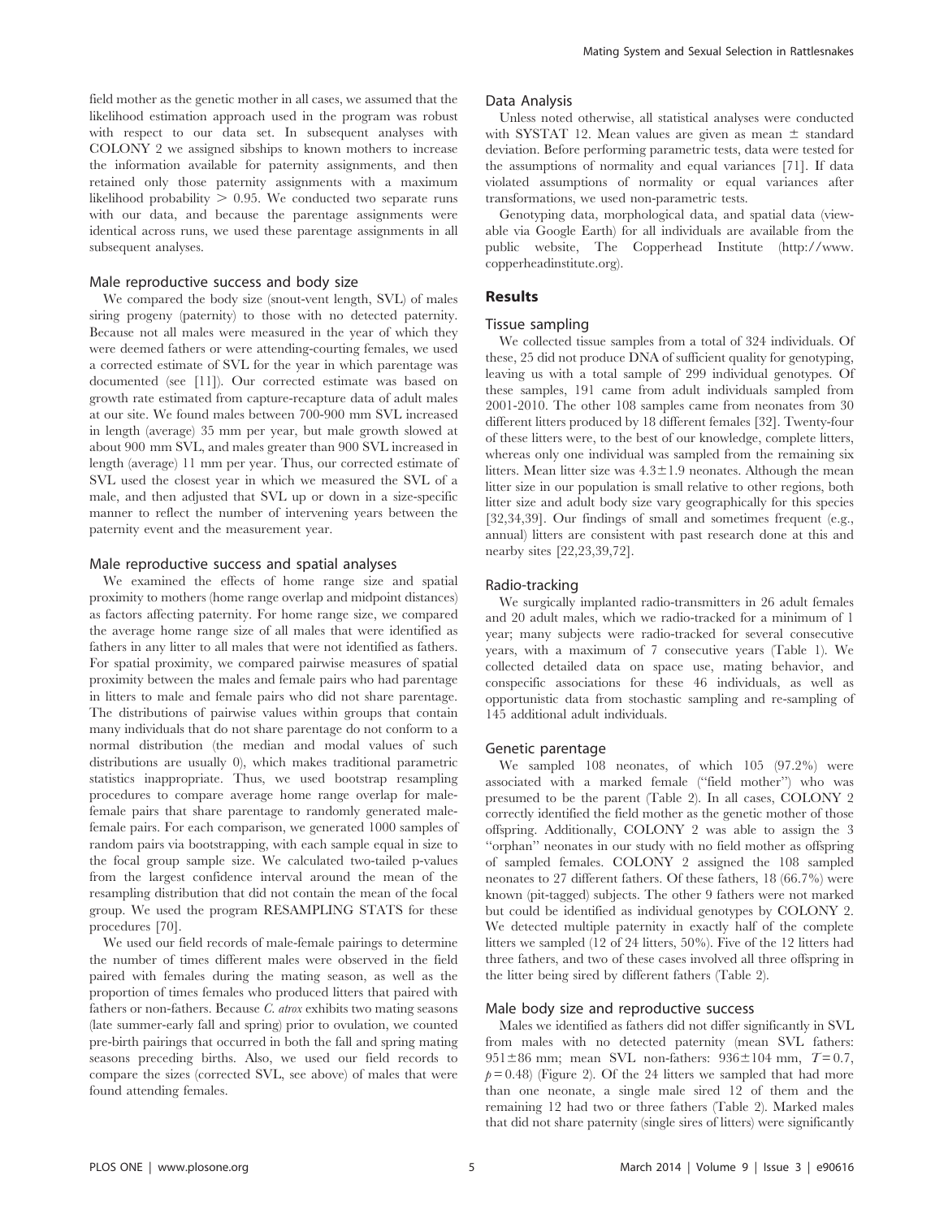field mother as the genetic mother in all cases, we assumed that the likelihood estimation approach used in the program was robust with respect to our data set. In subsequent analyses with COLONY 2 we assigned sibships to known mothers to increase the information available for paternity assignments, and then retained only those paternity assignments with a maximum likelihood probability $> 0.95$. We conducted two separate runs with our data, and because the parentage assignments were identical across runs, we used these parentage assignments in all subsequent analyses.

### Male reproductive success and body size

We compared the body size (snout-vent length, SVL) of males siring progeny (paternity) to those with no detected paternity. Because not all males were measured in the year of which they were deemed fathers or were attending-courting females, we used a corrected estimate of SVL for the year in which parentage was documented (see [11]). Our corrected estimate was based on growth rate estimated from capture-recapture data of adult males at our site. We found males between 700-900 mm SVL increased in length (average) 35 mm per year, but male growth slowed at about 900 mm SVL, and males greater than 900 SVL increased in length (average) 11 mm per year. Thus, our corrected estimate of SVL used the closest year in which we measured the SVL of a male, and then adjusted that SVL up or down in a size-specific manner to reflect the number of intervening years between the paternity event and the measurement year.

### Male reproductive success and spatial analyses

We examined the effects of home range size and spatial proximity to mothers (home range overlap and midpoint distances) as factors affecting paternity. For home range size, we compared the average home range size of all males that were identified as fathers in any litter to all males that were not identified as fathers. For spatial proximity, we compared pairwise measures of spatial proximity between the males and female pairs who had parentage in litters to male and female pairs who did not share parentage. The distributions of pairwise values within groups that contain many individuals that do not share parentage do not conform to a normal distribution (the median and modal values of such distributions are usually 0), which makes traditional parametric statistics inappropriate. Thus, we used bootstrap resampling procedures to compare average home range overlap for male-female pairs that share parentage to randomly generated male-female pairs. For each comparison, we generated 1000 samples of random pairs via bootstrapping, with each sample equal in size to the focal group sample size. We calculated two-tailed p-values from the largest confidence interval around the mean of the resampling distribution that did not contain the mean of the focal group. We used the program RESAMPLING STATS for these procedures [70].

We used our field records of male-female pairings to determine the number of times different males were observed in the field paired with females during the mating season, as well as the proportion of times females who produced litters that paired with fathers or non-fathers. Because *C. atrox* exhibits two mating seasons (late summer-early fall and spring) prior to ovulation, we counted pre-birth pairings that occurred in both the fall and spring mating seasons preceding births. Also, we used our field records to compare the sizes (corrected SVL, see above) of males that were found attending females.

### Data Analysis

Unless noted otherwise, all statistical analyses were conducted with SYSTAT 12. Mean values are given as mean $\pm$ standard deviation. Before performing parametric tests, data were tested for the assumptions of normality and equal variances [71]. If data violated assumptions of normality or equal variances after transformations, we used non-parametric tests.

Genotyping data, morphological data, and spatial data (viewable via Google Earth) for all individuals are available from the public website, The Copperhead Institute (http://www.copperheadinstitute.org).

## Results

### Tissue sampling

We collected tissue samples from a total of 324 individuals. Of these, 25 did not produce DNA of sufficient quality for genotyping, leaving us with a total sample of 299 individual genotypes. Of these samples, 191 came from adult individuals sampled from 2001-2010. The other 108 samples came from neonates from 30 different litters produced by 18 different females [32]. Twenty-four of these litters were, to the best of our knowledge, complete litters, whereas only one individual was sampled from the remaining six litters. Mean litter size was $4.3 \pm 1.9$ neonates. Although the mean litter size in our population is small relative to other regions, both litter size and adult body size vary geographically for this species [32,34,39]. Our findings of small and sometimes frequent (e.g., annual) litters are consistent with past research done at this and nearby sites [22,23,39,72].

### Radio-tracking

We surgically implanted radio-transmitters in 26 adult females and 20 adult males, which we radio-tracked for a minimum of 1 year; many subjects were radio-tracked for several consecutive years, with a maximum of 7 consecutive years (Table 1). We collected detailed data on space use, mating behavior, and conspecific associations for these 46 individuals, as well as opportunistic data from stochastic sampling and re-sampling of 145 additional adult individuals.

### Genetic parentage

We sampled 108 neonates, of which 105 (97.2%) were associated with a marked female ("field mother") who was presumed to be the parent (Table 2). In all cases, COLONY 2 correctly identified the field mother as the genetic mother of those offspring. Additionally, COLONY 2 was able to assign the 3 "orphan" neonates in our study with no field mother as offspring of sampled females. COLONY 2 assigned the 108 sampled neonates to 27 different fathers. Of these fathers, 18 (66.7%) were known (pit-tagged) subjects. The other 9 fathers were not marked but could be identified as individual genotypes by COLONY 2. We detected multiple paternity in exactly half of the complete litters we sampled (12 of 24 litters, 50%). Five of the 12 litters had three fathers, and two of these cases involved all three offspring in the litter being sired by different fathers (Table 2).

### Male body size and reproductive success

Males we identified as fathers did not differ significantly in SVL from males with no detected paternity (mean SVL fathers: $951 \pm 86$ mm; mean SVL non-fathers: $936 \pm 104$ mm, $T = 0.7$, $p = 0.48$) (Figure 2). Of the 24 litters we sampled that had more than one neonate, a single male sired 12 of them and the remaining 12 had two or three fathers (Table 2). Marked males that did not share paternity (single sires of litters) were significantly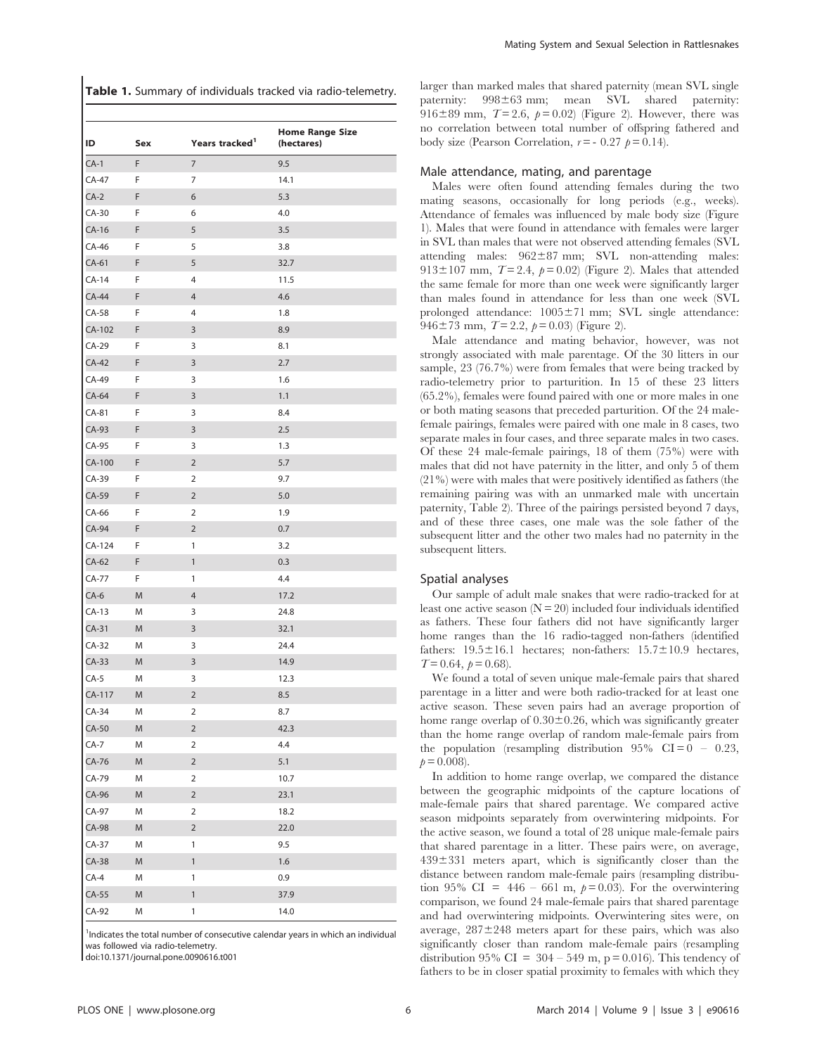**Table 1.** Summary of individuals tracked via radio-telemetry.

| ID | Sex | Years tracked[1] | Home Range Size (hectares) |
|---|---|---|---|
| CA-1 | F | 7 | 9.5 |
| CA-47 | F | 7 | 14.1 |
| CA-2 | F | 6 | 5.3 |
| CA-30 | F | 6 | 4.0 |
| CA-16 | F | 5 | 3.5 |
| CA-46 | F | 5 | 3.8 |
| CA-61 | F | 5 | 32.7 |
| CA-14 | F | 4 | 11.5 |
| CA-44 | F | 4 | 4.6 |
| CA-58 | F | 4 | 1.8 |
| CA-102 | F | 3 | 8.9 |
| CA-29 | F | 3 | 8.1 |
| CA-42 | F | 3 | 2.7 |
| CA-49 | F | 3 | 1.6 |
| CA-64 | F | 3 | 1.1 |
| CA-81 | F | 3 | 8.4 |
| CA-93 | F | 3 | 2.5 |
| CA-95 | F | 3 | 1.3 |
| CA-100 | F | 2 | 5.7 |
| CA-39 | F | 2 | 9.7 |
| CA-59 | F | 2 | 5.0 |
| CA-66 | F | 2 | 1.9 |
| CA-94 | F | 2 | 0.7 |
| CA-124 | F | 1 | 3.2 |
| CA-62 | F | 1 | 0.3 |
| CA-77 | F | 1 | 4.4 |
| CA-6 | M | 4 | 17.2 |
| CA-13 | M | 3 | 24.8 |
| CA-31 | M | 3 | 32.1 |
| CA-32 | M | 3 | 24.4 |
| CA-33 | M | 3 | 14.9 |
| CA-5 | M | 3 | 12.3 |
| CA-117 | M | 2 | 8.5 |
| CA-34 | M | 2 | 8.7 |
| CA-50 | M | 2 | 42.3 |
| CA-7 | M | 2 | 4.4 |
| CA-76 | M | 2 | 5.1 |
| CA-79 | M | 2 | 10.7 |
| CA-96 | M | 2 | 23.1 |
| CA-97 | M | 2 | 18.2 |
| CA-98 | M | 2 | 22.0 |
| CA-37 | M | 1 | 9.5 |
| CA-38 | M | 1 | 1.6 |
| CA-4 | M | 1 | 0.9 |
| CA-55 | M | 1 | 37.9 |
| CA-92 | M | 1 | 14.0 |

[1]Indicates the total number of consecutive calendar years in which an individual was followed via radio-telemetry.
doi:10.1371/journal.pone.0090616.t001

larger than marked males that shared paternity (mean SVL single paternity: 998±63 mm; mean SVL shared paternity: 916±89 mm, $T = 2.6$, $p = 0.02$) (Figure 2). However, there was no correlation between total number of offspring fathered and body size (Pearson Correlation, $r = -0.27$ $p = 0.14$).

## Male attendance, mating, and parentage

Males were often found attending females during the two mating seasons, occasionally for long periods (e.g., weeks). Attendance of females was influenced by male body size (Figure 1). Males that were found in attendance with females were larger in SVL than males that were not observed attending females (SVL attending males: 962±87 mm; SVL non-attending males: 913±107 mm, $T = 2.4$, $p = 0.02$) (Figure 2). Males that attended the same female for more than one week were significantly larger than males found in attendance for less than one week (SVL prolonged attendance: 1005±71 mm; SVL single attendance: 946±73 mm, $T = 2.2$, $p = 0.03$) (Figure 2).

Male attendance and mating behavior, however, was not strongly associated with male parentage. Of the 30 litters in our sample, 23 (76.7%) were from females that were being tracked by radio-telemetry prior to parturition. In 15 of these 23 litters (65.2%), females were found paired with one or more males in one or both mating seasons that preceded parturition. Of the 24 male-female pairings, females were paired with one male in 8 cases, two separate males in four cases, and three separate males in two cases. Of these 24 male-female pairings, 18 of them (75%) were with males that did not have paternity in the litter, and only 5 of them (21%) were with males that were positively identified as fathers (the remaining pairing was with an unmarked male with uncertain paternity, Table 2). Three of the pairings persisted beyond 7 days, and of these three cases, one male was the sole father of the subsequent litter and the other two males had no paternity in the subsequent litters.

## Spatial analyses

Our sample of adult male snakes that were radio-tracked for at least one active season ($N = 20$) included four individuals identified as fathers. These four fathers did not have significantly larger home ranges than the 16 radio-tagged non-fathers (identified fathers: 19.5±16.1 hectares; non-fathers: 15.7±10.9 hectares, $T = 0.64$, $p = 0.68$).

We found a total of seven unique male-female pairs that shared parentage in a litter and were both radio-tracked for at least one active season. These seven pairs had an average proportion of home range overlap of 0.30±0.26, which was significantly greater than the home range overlap of random male-female pairs from the population (resampling distribution 95% CI = 0 – 0.23, $p = 0.008$).

In addition to home range overlap, we compared the distance between the geographic midpoints of the capture locations of male-female pairs that shared parentage. We compared active season midpoints separately from overwintering midpoints. For the active season, we found a total of 28 unique male-female pairs that shared parentage in a litter. These pairs were, on average, 439±331 meters apart, which is significantly closer than the distance between random male-female pairs (resampling distribution 95% CI = 446 – 661 m, $p = 0.03$). For the overwintering comparison, we found 24 male-female pairs that shared parentage and had overwintering midpoints. Overwintering sites were, on average, 287±248 meters apart for these pairs, which was also significantly closer than random male-female pairs (resampling distribution 95% CI = 304 – 549 m, $p = 0.016$). This tendency of fathers to be in closer spatial proximity to females with which they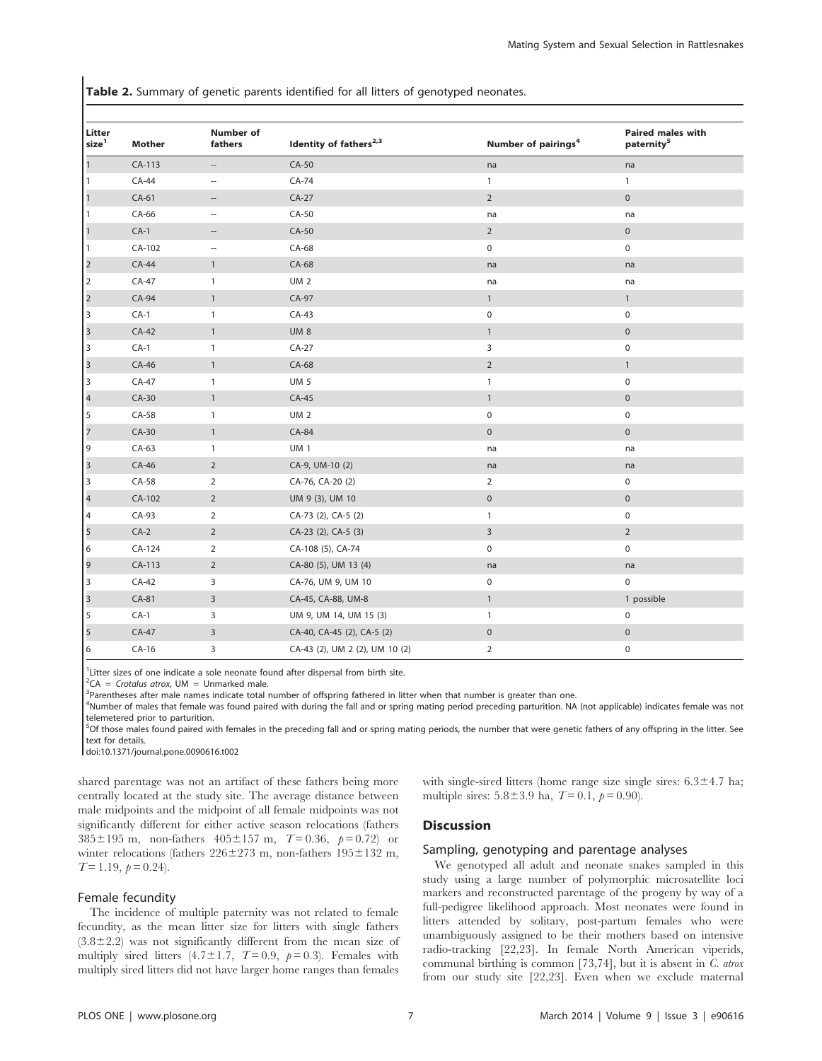**Table 2.** Summary of genetic parents identified for all litters of genotyped neonates.

| Litter size[1] | Mother | Number of fathers | Identity of fathers[2,3] | Number of pairings[4] | Paired males with paternity[5] |
|---|---|---|---|---|---|
| 1 | CA-113 | -- | CA-50 | na | na |
| 1 | CA-44 | -- | CA-74 | 1 | 1 |
| 1 | CA-61 | -- | CA-27 | 2 | 0 |
| 1 | CA-66 | -- | CA-50 | na | na |
| 1 | CA-1 | -- | CA-50 | 2 | 0 |
| 1 | CA-102 | -- | CA-68 | 0 | 0 |
| 2 | CA-44 | 1 | CA-68 | na | na |
| 2 | CA-47 | 1 | UM 2 | na | na |
| 2 | CA-94 | 1 | CA-97 | 1 | 1 |
| 3 | CA-1 | 1 | CA-43 | 0 | 0 |
| 3 | CA-42 | 1 | UM 8 | 1 | 0 |
| 3 | CA-1 | 1 | CA-27 | 3 | 0 |
| 3 | CA-46 | 1 | CA-68 | 2 | 1 |
| 3 | CA-47 | 1 | UM 5 | 1 | 0 |
| 4 | CA-30 | 1 | CA-45 | 1 | 0 |
| 5 | CA-58 | 1 | UM 2 | 0 | 0 |
| 7 | CA-30 | 1 | CA-84 | 0 | 0 |
| 9 | CA-63 | 1 | UM 1 | na | na |
| 3 | CA-46 | 2 | CA-9, UM-10 (2) | na | na |
| 3 | CA-58 | 2 | CA-76, CA-20 (2) | 2 | 0 |
| 4 | CA-102 | 2 | UM 9 (3), UM 10 | 0 | 0 |
| 4 | CA-93 | 2 | CA-73 (2), CA-5 (2) | 1 | 0 |
| 5 | CA-2 | 2 | CA-23 (2), CA-5 (3) | 3 | 2 |
| 6 | CA-124 | 2 | CA-108 (5), CA-74 | 0 | 0 |
| 9 | CA-113 | 2 | CA-80 (5), UM 13 (4) | na | na |
| 3 | CA-42 | 3 | CA-76, UM 9, UM 10 | 0 | 0 |
| 3 | CA-81 | 3 | CA-45, CA-88, UM-8 | 1 | 1 possible |
| 5 | CA-1 | 3 | UM 9, UM 14, UM 15 (3) | 1 | 0 |
| 5 | CA-47 | 3 | CA-40, CA-45 (2), CA-5 (2) | 0 | 0 |
| 6 | CA-16 | 3 | CA-43 (2), UM 2 (2), UM 10 (2) | 2 | 0 |

[1]Litter sizes of one indicate a sole neonate found after dispersal from birth site.
[2]CA = *Crotalus atrox*, UM = Unmarked male.
[3]Parentheses after male names indicate total number of offspring fathered in litter when that number is greater than one.
[4]Number of males that female was found paired with during the fall and or spring mating period preceding parturition. NA (not applicable) indicates female was not telemetered prior to parturition.
[5]Of those males found paired with females in the preceding fall and or spring mating periods, the number that were genetic fathers of any offspring in the litter. See text for details.
doi:10.1371/journal.pone.0090616.t002

shared parentage was not an artifact of these fathers being more centrally located at the study site. The average distance between male midpoints and the midpoint of all female midpoints was not significantly different for either active season relocations (fathers 385±195 m, non-fathers 405±157 m, $T = 0.36$, $p = 0.72$) or winter relocations (fathers 226±273 m, non-fathers 195±132 m, $T = 1.19$, $p = 0.24$).

### Female fecundity

The incidence of multiple paternity was not related to female fecundity, as the mean litter size for litters with single fathers (3.8±2.2) was not significantly different from the mean size of multiply sired litters (4.7±1.7, $T = 0.9$, $p = 0.3$). Females with multiply sired litters did not have larger home ranges than females with single-sired litters (home range size single sires: 6.3±4.7 ha; multiple sires: 5.8±3.9 ha, $T = 0.1$, $p = 0.90$).

## Discussion

### Sampling, genotyping and parentage analyses

We genotyped all adult and neonate snakes sampled in this study using a large number of polymorphic microsatellite loci markers and reconstructed parentage of the progeny by way of a full-pedigree likelihood approach. Most neonates were found in litters attended by solitary, post-partum females who were unambiguously assigned to be their mothers based on intensive radio-tracking [22,23]. In female North American viperids, communal birthing is common [73,74], but it is absent in *C. atrox* from our study site [22,23]. Even when we exclude maternal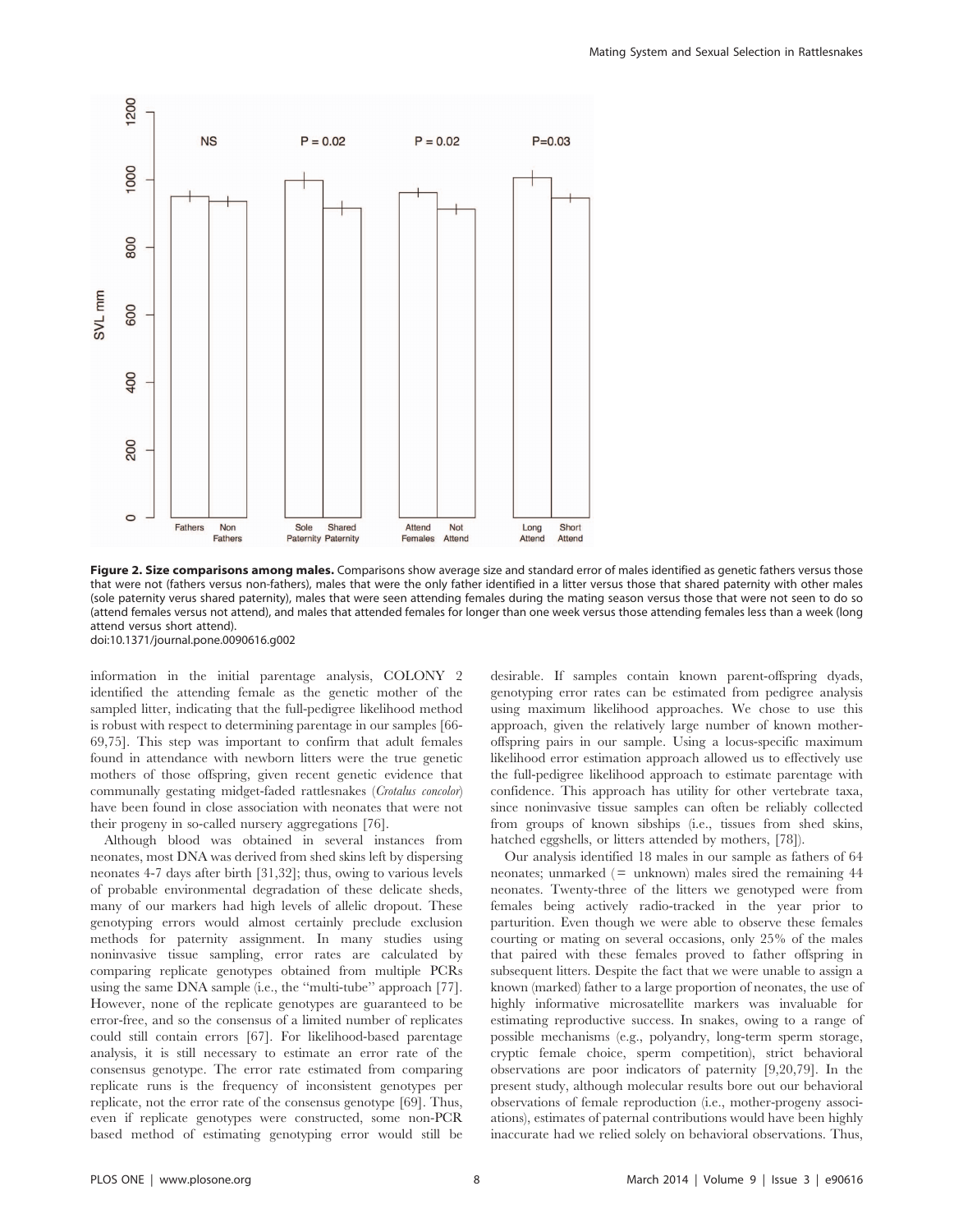**Figure 2. Size comparisons among males.** Comparisons show average size and standard error of males identified as genetic fathers versus those that were not (fathers versus non-fathers), males that were the only father identified in a litter versus those that shared paternity with other males (sole paternity verus shared paternity), males that were seen attending females during the mating season versus those that were not seen to do so (attend females versus not attend), and males that attended females for longer than one week versus those attending females less than a week (long attend versus short attend).
doi:10.1371/journal.pone.0090616.g002

information in the initial parentage analysis, COLONY 2 identified the attending female as the genetic mother of the sampled litter, indicating that the full-pedigree likelihood method is robust with respect to determining parentage in our samples [66-69,75]. This step was important to confirm that adult females found in attendance with newborn litters were the true genetic mothers of those offspring, given recent genetic evidence that communally gestating midget-faded rattlesnakes (*Crotalus concolor*) have been found in close association with neonates that were not their progeny in so-called nursery aggregations [76].

Although blood was obtained in several instances from neonates, most DNA was derived from shed skins left by dispersing neonates 4-7 days after birth [31,32]; thus, owing to various levels of probable environmental degradation of these delicate sheds, many of our markers had high levels of allelic dropout. These genotyping errors would almost certainly preclude exclusion methods for paternity assignment. In many studies using noninvasive tissue sampling, error rates are calculated by comparing replicate genotypes obtained from multiple PCRs using the same DNA sample (i.e., the "multi-tube" approach [77]. However, none of the replicate genotypes are guaranteed to be error-free, and so the consensus of a limited number of replicates could still contain errors [67]. For likelihood-based parentage analysis, it is still necessary to estimate an error rate of the consensus genotype. The error rate estimated from comparing replicate runs is the frequency of inconsistent genotypes per replicate, not the error rate of the consensus genotype [69]. Thus, even if replicate genotypes were constructed, some non-PCR based method of estimating genotyping error would still be desirable. If samples contain known parent-offspring dyads, genotyping error rates can be estimated from pedigree analysis using maximum likelihood approaches. We chose to use this approach, given the relatively large number of known mother-offspring pairs in our sample. Using a locus-specific maximum likelihood error estimation approach allowed us to effectively use the full-pedigree likelihood approach to estimate parentage with confidence. This approach has utility for other vertebrate taxa, since noninvasive tissue samples can often be reliably collected from groups of known sibships (i.e., tissues from shed skins, hatched eggshells, or litters attended by mothers, [78]).

Our analysis identified 18 males in our sample as fathers of 64 neonates; unmarked (= unknown) males sired the remaining 44 neonates. Twenty-three of the litters we genotyped were from females being actively radio-tracked in the year prior to parturition. Even though we were able to observe these females courting or mating on several occasions, only 25% of the males that paired with these females proved to father offspring in subsequent litters. Despite the fact that we were unable to assign a known (marked) father to a large proportion of neonates, the use of highly informative microsatellite markers was invaluable for estimating reproductive success. In snakes, owing to a range of possible mechanisms (e.g., polyandry, long-term sperm storage, cryptic female choice, sperm competition), strict behavioral observations are poor indicators of paternity [9,20,79]. In the present study, although molecular results bore out our behavioral observations of female reproduction (i.e., mother-progeny associations), estimates of paternal contributions would have been highly inaccurate had we relied solely on behavioral observations. Thus,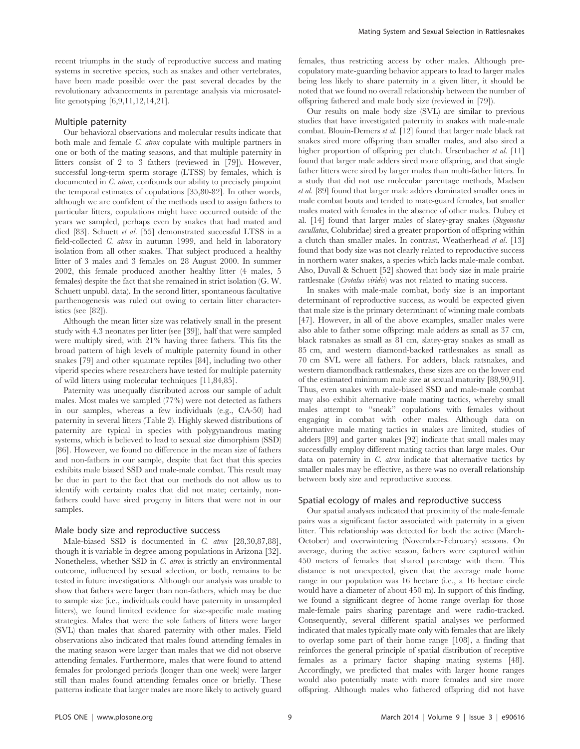recent triumphs in the study of reproductive success and mating systems in secretive species, such as snakes and other vertebrates, have been made possible over the past several decades by the revolutionary advancements in parentage analysis via microsatellite genotyping [6,9,11,12,14,21].

## Multiple paternity

Our behavioral observations and molecular results indicate that both male and female *C. atrox* copulate with multiple partners in one or both of the mating seasons, and that multiple paternity in litters consist of 2 to 3 fathers (reviewed in [79]). However, successful long-term sperm storage (LTSS) by females, which is documented in *C. atrox*, confounds our ability to precisely pinpoint the temporal estimates of copulations [35,80-82]. In other words, although we are confident of the methods used to assign fathers to particular litters, copulations might have occurred outside of the years we sampled, perhaps even by snakes that had mated and died [83]. Schuett *et al.* [55] demonstrated successful LTSS in a field-collected *C. atrox* in autumn 1999, and held in laboratory isolation from all other snakes. That subject produced a healthy litter of 3 males and 3 females on 28 August 2000. In summer 2002, this female produced another healthy litter (4 males, 5 females) despite the fact that she remained in strict isolation (G. W. Schuett unpubl. data). In the second litter, spontaneous facultative parthenogenesis was ruled out owing to certain litter characteristics (see [82]).

Although the mean litter size was relatively small in the present study with 4.3 neonates per litter (see [39]), half that were sampled were multiply sired, with 21% having three fathers. This fits the broad pattern of high levels of multiple paternity found in other snakes [79] and other squamate reptiles [84], including two other viperid species where researchers have tested for multiple paternity of wild litters using molecular techniques [11,84,85].

Paternity was unequally distributed across our sample of adult males. Most males we sampled (77%) were not detected as fathers in our samples, whereas a few individuals (e.g., CA-50) had paternity in several litters (Table 2). Highly skewed distributions of paternity are typical in species with polygynandrous mating systems, which is believed to lead to sexual size dimorphism (SSD) [86]. However, we found no difference in the mean size of fathers and non-fathers in our sample, despite that fact that this species exhibits male biased SSD and male-male combat. This result may be due in part to the fact that our methods do not allow us to identify with certainty males that did not mate; certainly, non-fathers could have sired progeny in litters that were not in our samples.

## Male body size and reproductive success

Male-biased SSD is documented in *C. atrox* [28,30,87,88], though it is variable in degree among populations in Arizona [32]. Nonetheless, whether SSD in *C. atrox* is strictly an environmental outcome, influenced by sexual selection, or both, remains to be tested in future investigations. Although our analysis was unable to show that fathers were larger than non-fathers, which may be due to sample size (i.e., individuals could have paternity in unsampled litters), we found limited evidence for size-specific male mating strategies. Males that were the sole fathers of litters were larger (SVL) than males that shared paternity with other males. Field observations also indicated that males found attending females in the mating season were larger than males that we did not observe attending females. Furthermore, males that were found to attend females for prolonged periods (longer than one week) were larger still than males found attending females once or briefly. These patterns indicate that larger males are more likely to actively guard females, thus restricting access by other males. Although pre-copulatory mate-guarding behavior appears to lead to larger males being less likely to share paternity in a given litter, it should be noted that we found no overall relationship between the number of offspring fathered and male body size (reviewed in [79]).

Our results on male body size (SVL) are similar to previous studies that have investigated paternity in snakes with male-male combat. Blouin-Demers *et al.* [12] found that larger male black rat snakes sired more offspring than smaller males, and also sired a higher proportion of offspring per clutch. Ursenbacher *et al.* [11] found that larger male adders sired more offspring, and that single father litters were sired by larger males than multi-father litters. In a study that did not use molecular parentage methods, Madsen *et al.* [89] found that larger male adders dominated smaller ones in male combat bouts and tended to mate-guard females, but smaller males mated with females in the absence of other males. Dubey et al. [14] found that larger males of slatey-gray snakes (*Stegonotus cucullatus*, Colubridae) sired a greater proportion of offspring within a clutch than smaller males. In contrast, Weatherhead *et al.* [13] found that body size was not clearly related to reproductive success in northern water snakes, a species which lacks male-male combat. Also, Duvall & Schuett [52] showed that body size in male prairie rattlesnake (*Crotalus viridis*) was not related to mating success.

In snakes with male-male combat, body size is an important determinant of reproductive success, as would be expected given that male size is the primary determinant of winning male combats [47]. However, in all of the above examples, smaller males were also able to father some offspring: male adders as small as 37 cm, black ratsnakes as small as 81 cm, slatey-gray snakes as small as 85 cm, and western diamond-backed rattlesnakes as small as 70 cm SVL were all fathers. For adders, black ratsnakes, and western diamondback rattlesnakes, these sizes are on the lower end of the estimated minimum male size at sexual maturity [88,90,91]. Thus, even snakes with male-biased SSD and male-male combat may also exhibit alternative male mating tactics, whereby small males attempt to "sneak" copulations with females without engaging in combat with other males. Although data on alternative male mating tactics in snakes are limited, studies of adders [89] and garter snakes [92] indicate that small males may successfully employ different mating tactics than large males. Our data on paternity in *C. atrox* indicate that alternative tactics by smaller males may be effective, as there was no overall relationship between body size and reproductive success.

## Spatial ecology of males and reproductive success

Our spatial analyses indicated that proximity of the male-female pairs was a significant factor associated with paternity in a given litter. This relationship was detected for both the active (March-October) and overwintering (November-February) seasons. On average, during the active season, fathers were captured within 450 meters of females that shared parentage with them. This distance is not unexpected, given that the average male home range in our population was 16 hectare (i.e., a 16 hectare circle would have a diameter of about 450 m). In support of this finding, we found a significant degree of home range overlap for those male-female pairs sharing parentage and were radio-tracked. Consequently, several different spatial analyses we performed indicated that males typically mate only with females that are likely to overlap some part of their home range [108], a finding that reinforces the general principle of spatial distribution of receptive females as a primary factor shaping mating systems [48]. Accordingly, we predicted that males with larger home ranges would also potentially mate with more females and sire more offspring. Although males who fathered offspring did not have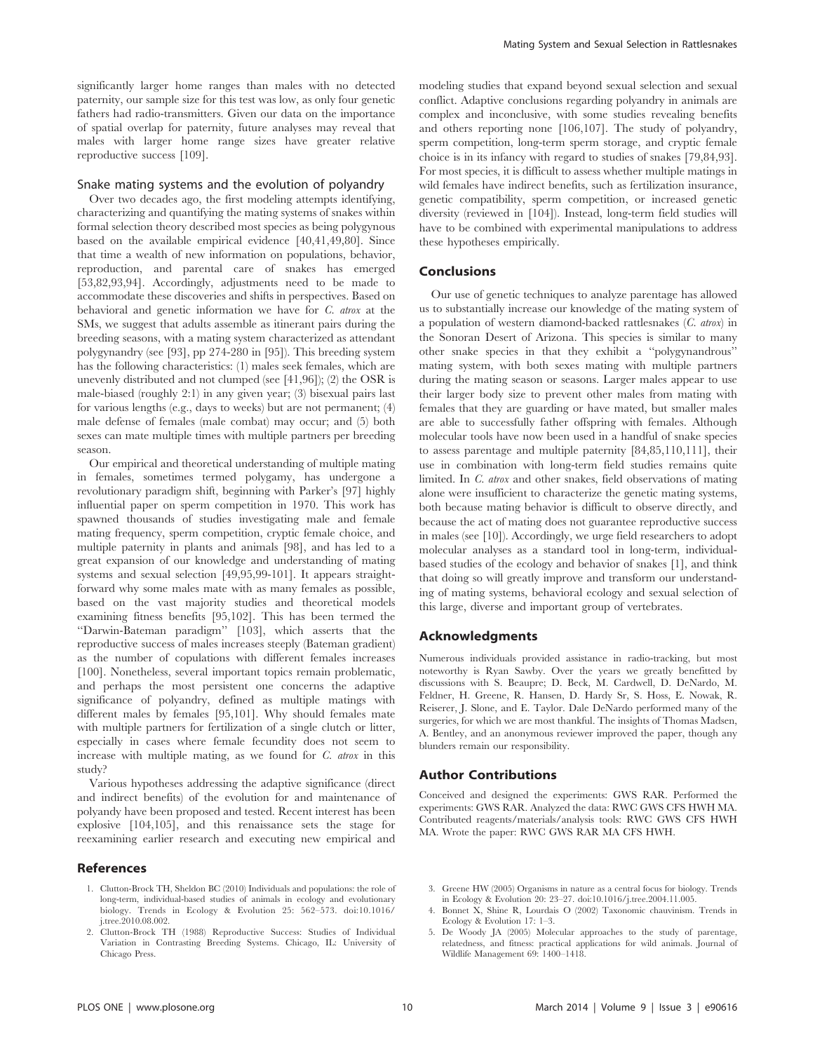significantly larger home ranges than males with no detected paternity, our sample size for this test was low, as only four genetic fathers had radio-transmitters. Given our data on the importance of spatial overlap for paternity, future analyses may reveal that males with larger home range sizes have greater relative reproductive success [109].

### Snake mating systems and the evolution of polyandry

Over two decades ago, the first modeling attempts identifying, characterizing and quantifying the mating systems of snakes within formal selection theory described most species as being polygynous based on the available empirical evidence [40,41,49,80]. Since that time a wealth of new information on populations, behavior, reproduction, and parental care of snakes has emerged [53,82,93,94]. Accordingly, adjustments need to be made to accommodate these discoveries and shifts in perspectives. Based on behavioral and genetic information we have for *C. atrox* at the SMs, we suggest that adults assemble as itinerant pairs during the breeding seasons, with a mating system characterized as attendant polygynandry (see [93], pp 274-280 in [95]). This breeding system has the following characteristics: (1) males seek females, which are unevenly distributed and not clumped (see [41,96]); (2) the OSR is male-biased (roughly 2:1) in any given year; (3) bisexual pairs last for various lengths (e.g., days to weeks) but are not permanent; (4) male defense of females (male combat) may occur; and (5) both sexes can mate multiple times with multiple partners per breeding season.

Our empirical and theoretical understanding of multiple mating in females, sometimes termed polygamy, has undergone a revolutionary paradigm shift, beginning with Parker's [97] highly influential paper on sperm competition in 1970. This work has spawned thousands of studies investigating male and female mating frequency, sperm competition, cryptic female choice, and multiple paternity in plants and animals [98], and has led to a great expansion of our knowledge and understanding of mating systems and sexual selection [49,95,99-101]. It appears straightforward why some males mate with as many females as possible, based on the vast majority studies and theoretical models examining fitness benefits [95,102]. This has been termed the "Darwin-Bateman paradigm" [103], which asserts that the reproductive success of males increases steeply (Bateman gradient) as the number of copulations with different females increases [100]. Nonetheless, several important topics remain problematic, and perhaps the most persistent one concerns the adaptive significance of polyandry, defined as multiple matings with different males by females [95,101]. Why should females mate with multiple partners for fertilization of a single clutch or litter, especially in cases where female fecundity does not seem to increase with multiple mating, as we found for *C. atrox* in this study?

Various hypotheses addressing the adaptive significance (direct and indirect benefits) of the evolution for and maintenance of polyandry have been proposed and tested. Recent interest has been explosive [104,105], and this renaissance sets the stage for reexamining earlier research and executing new empirical and modeling studies that expand beyond sexual selection and sexual conflict. Adaptive conclusions regarding polyandry in animals are complex and inconclusive, with some studies revealing benefits and others reporting none [106,107]. The study of polyandry, sperm competition, long-term sperm storage, and cryptic female choice is in its infancy with regard to studies of snakes [79,84,93]. For most species, it is difficult to assess whether multiple matings in wild females have indirect benefits, such as fertilization insurance, genetic compatibility, sperm competition, or increased genetic diversity (reviewed in [104]). Instead, long-term field studies will have to be combined with experimental manipulations to address these hypotheses empirically.

## Conclusions

Our use of genetic techniques to analyze parentage has allowed us to substantially increase our knowledge of the mating system of a population of western diamond-backed rattlesnakes (*C. atrox*) in the Sonoran Desert of Arizona. This species is similar to many other snake species in that they exhibit a "polygynandrous" mating system, with both sexes mating with multiple partners during the mating season or seasons. Larger males appear to use their larger body size to prevent other males from mating with females that they are guarding or have mated, but smaller males are able to successfully father offspring with females. Although molecular tools have now been used in a handful of snake species to assess parentage and multiple paternity [84,85,110,111], their use in combination with long-term field studies remains quite limited. In *C. atrox* and other snakes, field observations of mating alone were insufficient to characterize the genetic mating systems, both because mating behavior is difficult to observe directly, and because the act of mating does not guarantee reproductive success in males (see [10]). Accordingly, we urge field researchers to adopt molecular analyses as a standard tool in long-term, individual-based studies of the ecology and behavior of snakes [1], and think that doing so will greatly improve and transform our understanding of mating systems, behavioral ecology and sexual selection of this large, diverse and important group of vertebrates.

## Acknowledgments

Numerous individuals provided assistance in radio-tracking, but most noteworthy is Ryan Sawby. Over the years we greatly benefitted by discussions with S. Beaupre; D. Beck, M. Cardwell, D. DeNardo, M. Feldner, H. Greene, R. Hansen, D. Hardy Sr, S. Hoss, E. Nowak, R. Reiserer, J. Slone, and E. Taylor. Dale DeNardo performed many of the surgeries, for which we are most thankful. The insights of Thomas Madsen, A. Bentley, and an anonymous reviewer improved the paper, though any blunders remain our responsibility.

## Author Contributions

Conceived and designed the experiments: GWS RAR. Performed the experiments: GWS RAR. Analyzed the data: RWC GWS CFS HWH MA. Contributed reagents/materials/analysis tools: RWC GWS CFS HWH MA. Wrote the paper: RWC GWS RAR MA CFS HWH.

## References

1. Clutton-Brock TH, Sheldon BC (2010) Individuals and populations: the role of long-term, individual-based studies of animals in ecology and evolutionary biology. Trends in Ecology & Evolution 25: 562–573. doi:10.1016/j.tree.2010.08.002.
2. Clutton-Brock TH (1988) Reproductive Success: Studies of Individual Variation in Contrasting Breeding Systems. Chicago, IL: University of Chicago Press.
3. Greene HW (2005) Organisms in nature as a central focus for biology. Trends in Ecology & Evolution 20: 23–27. doi:10.1016/j.tree.2004.11.005.
4. Bonnet X, Shine R, Lourdais O (2002) Taxonomic chauvinism. Trends in Ecology & Evolution 17: 1–3.
5. De Woody JA (2005) Molecular approaches to the study of parentage, relatedness, and fitness: practical applications for wild animals. Journal of Wildlife Management 69: 1400–1418.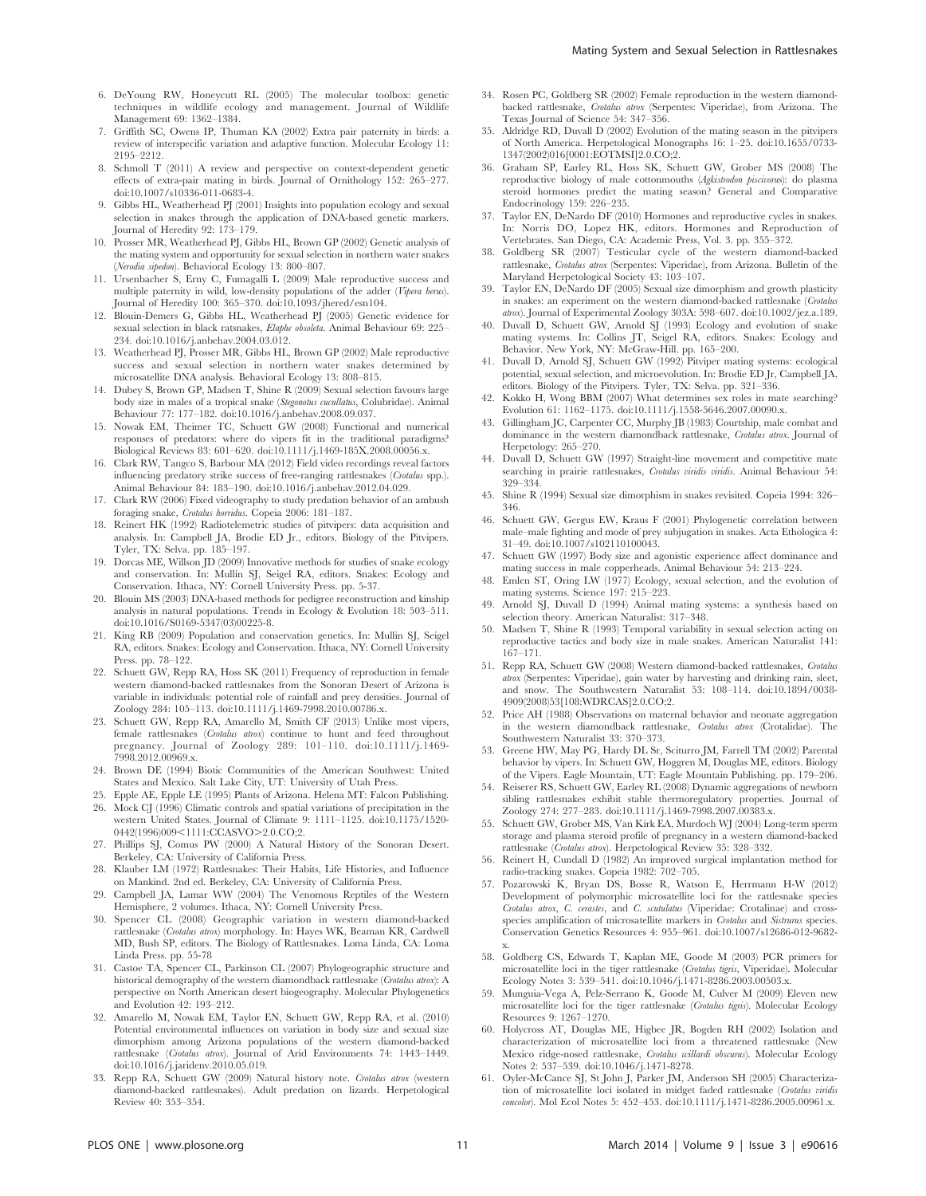6. DeYoung RW, Honeycutt RL (2005) The molecular toolbox: genetic techniques in wildlife ecology and management. Journal of Wildlife Management 69: 1362–1384.
7. Griffith SC, Owens IP, Thuman KA (2002) Extra pair paternity in birds: a review of interspecific variation and adaptive function. Molecular Ecology 11: 2195–2212.
8. Schmoll T (2011) A review and perspective on context-dependent genetic effects of extra-pair mating in birds. Journal of Ornithology 152: 265–277. doi:10.1007/s10336-011-0683-4.
9. Gibbs HL, Weatherhead PJ (2001) Insights into population ecology and sexual selection in snakes through the application of DNA-based genetic markers. Journal of Heredity 92: 173–179.
10. Prosser MR, Weatherhead PJ, Gibbs HL, Brown GP (2002) Genetic analysis of the mating system and opportunity for sexual selection in northern water snakes (*Nerodia sipedon*). Behavioral Ecology 13: 800–807.
11. Ursenbacher S, Erny C, Fumagalli L (2009) Male reproductive success and multiple paternity in wild, low-density populations of the adder (*Vipera berus*). Journal of Heredity 100: 365–370. doi:10.1093/jhered/esn104.
12. Blouin-Demers G, Gibbs HL, Weatherhead PJ (2005) Genetic evidence for sexual selection in black ratsnakes, *Elaphe obsoleta*. Animal Behaviour 69: 225–234. doi:10.1016/j.anbehav.2004.03.012.
13. Weatherhead PJ, Prosser MR, Gibbs HL, Brown GP (2002) Male reproductive success and sexual selection in northern water snakes determined by microsatellite DNA analysis. Behavioral Ecology 13: 808–815.
14. Dubey S, Brown GP, Madsen T, Shine R (2009) Sexual selection favours large body size in males of a tropical snake (*Stegonotus cucullatus*, Colubridae). Animal Behaviour 77: 177–182. doi:10.1016/j.anbehav.2008.09.037.
15. Nowak EM, Theimer TC, Schuett GW (2008) Functional and numerical responses of predators: where do vipers fit in the traditional paradigms? Biological Reviews 83: 601–620. doi:10.1111/j.1469-185X.2008.00056.x.
16. Clark RW, Tangco S, Barbour MA (2012) Field video recordings reveal factors influencing predatory strike success of free-ranging rattlesnakes (*Crotalus* spp.). Animal Behaviour 84: 183–190. doi:10.1016/j.anbehav.2012.04.029.
17. Clark RW (2006) Fixed videography to study predation behavior of an ambush foraging snake, *Crotalus horridus*. Copeia 2006: 181–187.
18. Reinert HK (1992) Radiotelemetric studies of pitvipers: data acquisition and analysis. In: Campbell JA, Brodie ED Jr., editors. Biology of the Pitvipers. Tyler, TX: Selva. pp. 185–197.
19. Dorcas ME, Willson JD (2009) Innovative methods for studies of snake ecology and conservation. In: Mullin SJ, Seigel RA, editors. Snakes: Ecology and Conservation. Ithaca, NY: Cornell University Press. pp. 5-37.
20. Blouin MS (2003) DNA-based methods for pedigree reconstruction and kinship analysis in natural populations. Trends in Ecology & Evolution 18: 503–511. doi:10.1016/S0169-5347(03)00225-8.
21. King RB (2009) Population and conservation genetics. In: Mullin SJ, Seigel RA, editors. Snakes: Ecology and Conservation. Ithaca, NY: Cornell University Press. pp. 78–122.
22. Schuett GW, Repp RA, Hoss SK (2011) Frequency of reproduction in female western diamond-backed rattlesnakes from the Sonoran Desert of Arizona is variable in individuals: potential role of rainfall and prey densities. Journal of Zoology 284: 105–113. doi:10.1111/j.1469-7998.2010.00786.x.
23. Schuett GW, Repp RA, Amarello M, Smith CF (2013) Unlike most vipers, female rattlesnakes (*Crotalus atrox*) continue to hunt and feed throughout pregnancy. Journal of Zoology 289: 101–110. doi:10.1111/j.1469-7998.2012.00969.x.
24. Brown DE (1994) Biotic Communities of the American Southwest: United States and Mexico. Salt Lake City, UT: University of Utah Press.
25. Epple AE, Epple LE (1995) Plants of Arizona. Helena MT: Falcon Publishing.
26. Mock CJ (1996) Climatic controls and spatial variations of precipitation in the western United States. Journal of Climate 9: 1111–1125. doi:10.1175/1520-0442(1996)009<1111:CCASVO>2.0.CO;2.
27. Phillips SJ, Comus PW (2000) A Natural History of the Sonoran Desert. Berkeley, CA: University of California Press.
28. Klauber LM (1972) Rattlesnakes: Their Habits, Life Histories, and Influence on Mankind. 2nd ed. Berkeley, CA: University of California Press.
29. Campbell JA, Lamar WW (2004) The Venomous Reptiles of the Western Hemisphere, 2 volumes. Ithaca, NY: Cornell University Press.
30. Spencer CL (2008) Geographic variation in western diamond-backed rattlesnake (*Crotalus atrox*) morphology. In: Hayes WK, Beaman KR, Cardwell MD, Bush SP, editors. The Biology of Rattlesnakes. Loma Linda, CA: Loma Linda Press. pp. 55-78
31. Castoe TA, Spencer CL, Parkinson CL (2007) Phylogeographic structure and historical demography of the western diamondback rattlesnake (*Crotalus atrox*): A perspective on North American desert biogeography. Molecular Phylogenetics and Evolution 42: 193–212.
32. Amarello M, Nowak EM, Taylor EN, Schuett GW, Repp RA, et al. (2010) Potential environmental influences on variation in body size and sexual size dimorphism among Arizona populations of the western diamond-backed rattlesnake (*Crotalus atrox*). Journal of Arid Environments 74: 1443–1449. doi:10.1016/j.jaridenv.2010.05.019.
33. Repp RA, Schuett GW (2009) Natural history note. *Crotalus atrox* (western diamond-backed rattlesnakes). Adult predation on lizards. Herpetological Review 40: 353–354.
34. Rosen PC, Goldberg SR (2002) Female reproduction in the western diamond-backed rattlesnake, *Crotalus atrox* (Serpentes: Viperidae), from Arizona. The Texas Journal of Science 54: 347–356.
35. Aldridge RD, Duvall D (2002) Evolution of the mating season in the pitvipers of North America. Herpetological Monographs 16: 1–25. doi:10.1655/0733-1347(2002)016[0001:EOTMSI]2.0.CO;2.
36. Graham SP, Earley RL, Hoss SK, Schuett GW, Grober MS (2008) The reproductive biology of male cottonmouths (*Agkistrodon piscivorus*): do plasma steroid hormones predict the mating season? General and Comparative Endocrinology 159: 226–235.
37. Taylor EN, DeNardo DF (2010) Hormones and reproductive cycles in snakes. In: Norris DO, Lopez HK, editors. Hormones and Reproduction of Vertebrates. San Diego, CA: Academic Press, Vol. 3. pp. 355–372.
38. Goldberg SR (2007) Testicular cycle of the western diamond-backed rattlesnake, *Crotalus atrox* (Serpentes: Viperidae), from Arizona. Bulletin of the Maryland Herpetological Society 43: 103–107.
39. Taylor EN, DeNardo DF (2005) Sexual size dimorphism and growth plasticity in snakes: an experiment on the western diamond-backed rattlesnake (*Crotalus atrox*). Journal of Experimental Zoology 303A: 598–607. doi:10.1002/jez.a.189.
40. Duvall D, Schuett GW, Arnold SJ (1993) Ecology and evolution of snake mating systems. In: Collins JT, Seigel RA, editors. Snakes: Ecology and Behavior. New York, NY: McGraw-Hill. pp. 165–200.
41. Duvall D, Arnold SJ, Schuett GW (1992) Pitviper mating systems: ecological potential, sexual selection, and microevolution. In: Brodie ED Jr, Campbell JA, editors. Biology of the Pitvipers. Tyler, TX: Selva. pp. 321–336.
42. Kokko H, Wong BBM (2007) What determines sex roles in mate searching? Evolution 61: 1162–1175. doi:10.1111/j.1558-5646.2007.00090.x.
43. Gillingham JC, Carpenter CC, Murphy JB (1983) Courtship, male combat and dominance in the western diamondback rattlesnake, *Crotalus atrox*. Journal of Herpetology: 265–270.
44. Duvall D, Schuett GW (1997) Straight-line movement and competitive mate searching in prairie rattlesnakes, *Crotalus viridis viridis*. Animal Behaviour 54: 329–334.
45. Shine R (1994) Sexual size dimorphism in snakes revisited. Copeia 1994: 326–346.
46. Schuett GW, Gergus EW, Kraus F (2001) Phylogenetic correlation between male–male fighting and mode of prey subjugation in snakes. Acta Ethologica 4: 31–49. doi:10.1007/s102110100043.
47. Schuett GW (1997) Body size and agonistic experience affect dominance and mating success in male copperheads. Animal Behaviour 54: 213–224.
48. Emlen ST, Oring LW (1977) Ecology, sexual selection, and the evolution of mating systems. Science 197: 215–223.
49. Arnold SJ, Duvall D (1994) Animal mating systems: a synthesis based on selection theory. American Naturalist: 317–348.
50. Madsen T, Shine R (1993) Temporal variability in sexual selection acting on reproductive tactics and body size in male snakes. American Naturalist 141: 167–171.
51. Repp RA, Schuett GW (2008) Western diamond-backed rattlesnakes, *Crotalus atrox* (Serpentes: Viperidae), gain water by harvesting and drinking rain, sleet, and snow. The Southwestern Naturalist 53: 108–114. doi:10.1894/0038-4909(2008)53[108:WDRCAS]2.0.CO;2.
52. Price AH (1988) Observations on maternal behavior and neonate aggregation in the western diamondback rattlesnake, *Crotalus atrox* (Crotalidae). The Southwestern Naturalist 33: 370–373.
53. Greene HW, May PG, Hardy DL Sr, Sciturro JM, Farrell TM (2002) Parental behavior by vipers. In: Schuett GW, Hoggren M, Douglas ME, editors. Biology of the Vipers. Eagle Mountain, UT: Eagle Mountain Publishing. pp. 179–206.
54. Reiserer RS, Schuett GW, Earley RL (2008) Dynamic aggregations of newborn sibling rattlesnakes exhibit stable thermoregulatory properties. Journal of Zoology 274: 277–283. doi:10.1111/j.1469-7998.2007.00383.x.
55. Schuett GW, Grober MS, Van Kirk EA, Murdoch WJ (2004) Long-term sperm storage and plasma steroid profile of pregnancy in a western diamond-backed rattlesnake (*Crotalus atrox*). Herpetological Review 35: 328–332.
56. Reinert H, Cundall D (1982) An improved surgical implantation method for radio-tracking snakes. Copeia 1982: 702–705.
57. Pozarowski K, Bryan DS, Bosse R, Watson E, Herrmann H-W (2012) Development of polymorphic microsatellite loci for the rattlesnake species *Crotalus atrox*, *C. cerastes*, and *C. scutulatus* (Viperidae: Crotalinae) and cross-species amplification of microsatellite markers in *Crotalus* and *Sistrurus* species. Conservation Genetics Resources 4: 955–961. doi:10.1007/s12686-012-9682-x.
58. Goldberg CS, Edwards T, Kaplan ME, Goode M (2003) PCR primers for microsatellite loci in the tiger rattlesnake (*Crotalus tigris*, Viperidae). Molecular Ecology Notes 3: 539–541. doi:10.1046/j.1471-8286.2003.00503.x.
59. Munguia-Vega A, Pelz-Serrano K, Goode M, Culver M (2009) Eleven new microsatellite loci for the tiger rattlesnake (*Crotalus tigris*). Molecular Ecology Resources 9: 1267–1270.
60. Holycross AT, Douglas ME, Higbee JR, Bogden RH (2002) Isolation and characterization of microsatellite loci from a threatened rattlesnake (New Mexico ridge-nosed rattlesnake, *Crotalus willardi obscurus*). Molecular Ecology Notes 2: 537–539. doi:10.1046/j.1471-8278.
61. Oyler-McCance SJ, St John J, Parker JM, Anderson SH (2005) Characterization of microsatellite loci isolated in midget faded rattlesnake (*Crotalus viridis concolor*). Mol Ecol Notes 5: 452–453. doi:10.1111/j.1471-8286.2005.00961.x.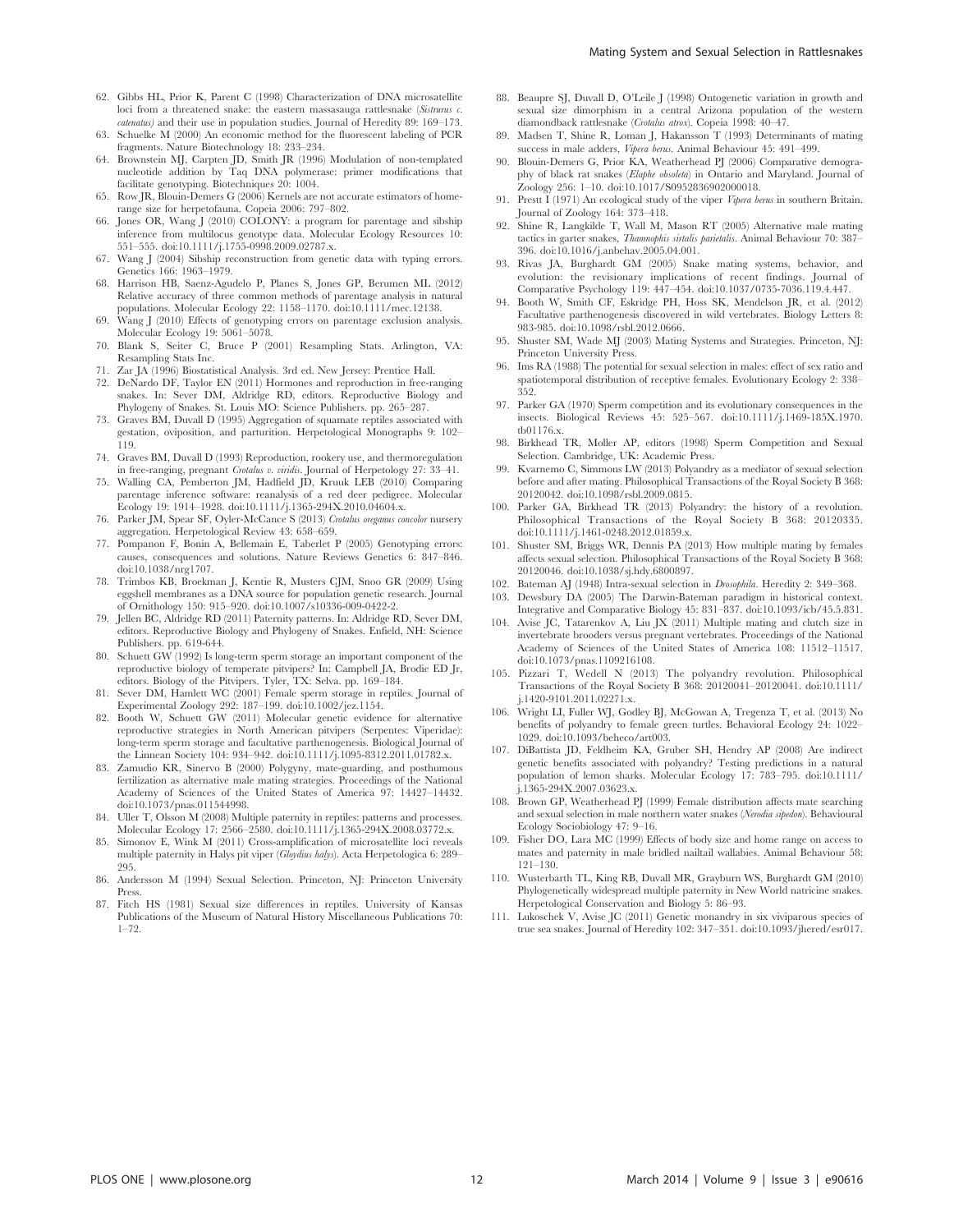62. Gibbs HL, Prior K, Parent C (1998) Characterization of DNA microsatellite loci from a threatened snake: the eastern massasauga rattlesnake (*Sistrurus c. catenatus*) and their use in population studies. Journal of Heredity 89: 169–173.
63. Schuelke M (2000) An economic method for the fluorescent labeling of PCR fragments. Nature Biotechnology 18: 233–234.
64. Brownstein MJ, Carpten JD, Smith JR (1996) Modulation of non-templated nucleotide addition by Taq DNA polymerase: primer modifications that facilitate genotyping. Biotechniques 20: 1004.
65. Row JR, Blouin-Demers G (2006) Kernels are not accurate estimators of home-range size for herpetofauna. Copeia 2006: 797–802.
66. Jones OR, Wang J (2010) COLONY: a program for parentage and sibship inference from multilocus genotype data. Molecular Ecology Resources 10: 551–555. doi:10.1111/j.1755-0998.2009.02787.x.
67. Wang J (2004) Sibship reconstruction from genetic data with typing errors. Genetics 166: 1963–1979.
68. Harrison HB, Saenz-Agudelo P, Planes S, Jones GP, Berumen ML (2012) Relative accuracy of three common methods of parentage analysis in natural populations. Molecular Ecology 22: 1158–1170. doi:10.1111/mec.12138.
69. Wang J (2010) Effects of genotyping errors on parentage exclusion analysis. Molecular Ecology 19: 5061–5078.
70. Blank S, Seiter C, Bruce P (2001) Resampling Stats. Arlington, VA: Resampling Stats Inc.
71. Zar JA (1996) Biostatistical Analysis. 3rd ed. New Jersey: Prentice Hall.
72. DeNardo DF, Taylor EN (2011) Hormones and reproduction in free-ranging snakes. In: Sever DM, Aldridge RD, editors. Reproductive Biology and Phylogeny of Snakes. St. Louis MO: Science Publishers. pp. 265–287.
73. Graves BM, Duvall D (1995) Aggregation of squamate reptiles associated with gestation, oviposition, and parturition. Herpetological Monographs 9: 102–119.
74. Graves BM, Duvall D (1993) Reproduction, rookery use, and thermoregulation in free-ranging, pregnant *Crotalus v. viridis*. Journal of Herpetology 27: 33–41.
75. Walling CA, Pemberton JM, Hadfield JD, Kruuk LEB (2010) Comparing parentage inference software: reanalysis of a red deer pedigree. Molecular Ecology 19: 1914–1928. doi:10.1111/j.1365-294X.2010.04604.x.
76. Parker JM, Spear SF, Oyler-McCance S (2013) *Crotalus oreganus concolor* nursery aggregation. Herpetological Review 43: 658–659.
77. Pompanon F, Bonin A, Bellemain E, Taberlet P (2005) Genotyping errors: causes, consequences and solutions. Nature Reviews Genetics 6: 847–846. doi:10.1038/nrg1707.
78. Trimbos KB, Broekman J, Kentie R, Musters CJM, Snoo GR (2009) Using eggshell membranes as a DNA source for population genetic research. Journal of Ornithology 150: 915–920. doi:10.1007/s10336-009-0422-2.
79. Jellen BC, Aldridge RD (2011) Paternity patterns. In: Aldridge RD, Sever DM, editors. Reproductive Biology and Phylogeny of Snakes. Enfield, NH: Science Publishers. pp. 619-644.
80. Schuett GW (1992) Is long-term sperm storage an important component of the reproductive biology of temperate pitvipers? In: Campbell JA, Brodie ED Jr, editors. Biology of the Pitvipers. Tyler, TX: Selva. pp. 169–184.
81. Sever DM, Hamlett WC (2001) Female sperm storage in reptiles. Journal of Experimental Zoology 292: 187–199. doi:10.1002/jez.1154.
82. Booth W, Schuett GW (2011) Molecular genetic evidence for alternative reproductive strategies in North American pitvipers (Serpentes: Viperidae): long-term sperm storage and facultative parthenogenesis. Biological Journal of the Linnean Society 104: 934–942. doi:10.1111/j.1095-8312.2011.01782.x.
83. Zamudio KR, Sinervo B (2000) Polygyny, mate-guarding, and posthumous fertilization as alternative male mating strategies. Proceedings of the National Academy of Sciences of the United States of America 97: 14427–14432. doi:10.1073/pnas.011544998.
84. Uller T, Olsson M (2008) Multiple paternity in reptiles: patterns and processes. Molecular Ecology 17: 2566–2580. doi:10.1111/j.1365-294X.2008.03772.x.
85. Simonov E, Wink M (2011) Cross-amplification of microsatellite loci reveals multiple paternity in Halys pit viper (*Gloydius halys*). Acta Herpetologica 6: 289–295.
86. Andersson M (1994) Sexual Selection. Princeton, NJ: Princeton University Press.
87. Fitch HS (1981) Sexual size differences in reptiles. University of Kansas Publications of the Museum of Natural History Miscellaneous Publications 70: 1–72.
88. Beaupre SJ, Duvall D, O'Leile J (1998) Ontogenetic variation in growth and sexual size dimorphism in a central Arizona population of the western diamondback rattlesnake (*Crotalus atrox*). Copeia 1998: 40–47.
89. Madsen T, Shine R, Loman J, Hakansson T (1993) Determinants of mating success in male adders, *Vipera berus*. Animal Behaviour 45: 491–499.
90. Blouin-Demers G, Prior KA, Weatherhead PJ (2006) Comparative demography of black rat snakes (*Elaphe obsoleta*) in Ontario and Maryland. Journal of Zoology 256: 1–10. doi:10.1017/S0952836902000018.
91. Presst I (1971) An ecological study of the viper *Vipera berus* in southern Britain. Journal of Zoology 164: 373–418.
92. Shine R, Langkilde T, Wall M, Mason RT (2005) Alternative male mating tactics in garter snakes, *Thamnophis sirtalis parietalis*. Animal Behaviour 70: 387–396. doi:10.1016/j.anbehav.2005.04.001.
93. Rivas JA, Burghardt GM (2005) Snake mating systems, behavior, and evolution: the revisionary implications of recent findings. Journal of Comparative Psychology 119: 447–454. doi:10.1037/0735-7036.119.4.447.
94. Booth W, Smith CF, Eskridge PH, Hoss SK, Mendelson JR, et al. (2012) Facultative parthenogenesis discovered in wild vertebrates. Biology Letters 8: 983-985. doi:10.1098/rsbl.2012.0666.
95. Shuster SM, Wade MJ (2003) Mating Systems and Strategies. Princeton, NJ: Princeton University Press.
96. Ims RA (1988) The potential for sexual selection in males: effect of sex ratio and spatiotemporal distribution of receptive females. Evolutionary Ecology 2: 338–352.
97. Parker GA (1970) Sperm competition and its evolutionary consequences in the insects. Biological Reviews 45: 525–567. doi:10.1111/j.1469-185X.1970.tb01176.x.
98. Birkhead TR, Moller AP, editors (1998) Sperm Competition and Sexual Selection. Cambridge, UK: Academic Press.
99. Kvarnemo C, Simmons LW (2013) Polyandry as a mediator of sexual selection before and after mating. Philosophical Transactions of the Royal Society B 368: 20120042. doi:10.1098/rsbl.2009.0815.
100. Parker GA, Birkhead TR (2013) Polyandry: the history of a revolution. Philosophical Transactions of the Royal Society B 368: 20120335. doi:10.1111/j.1461-0248.2012.01859.x.
101. Shuster SM, Briggs WR, Dennis PA (2013) How multiple mating by females affects sexual selection. Philosophical Transactions of the Royal Society B 368: 20120046. doi:10.1038/sj.hdy.6800897.
102. Bateman AJ (1948) Intra-sexual selection in *Drosophila*. Heredity 2: 349–368.
103. Dewsbury DA (2005) The Darwin-Bateman paradigm in historical context. Integrative and Comparative Biology 45: 831–837. doi:10.1093/icb/45.5.831.
104. Avise JC, Tatarenkov A, Liu JX (2011) Multiple mating and clutch size in invertebrate brooders versus pregnant vertebrates. Proceedings of the National Academy of Sciences of the United States of America 108: 11512–11517. doi:10.1073/pnas.1109216108.
105. Pizzari T, Wedell N (2013) The polyandry revolution. Philosophical Transactions of the Royal Society B 368: 20120041–20120041. doi:10.1111/j.1420-9101.2011.02271.x.
106. Wright LI, Fuller WJ, Godley BJ, McGowan A, Tregenza T, et al. (2013) No benefits of polyandry to female green turtles. Behavioral Ecology 24: 1022–1029. doi:10.1093/beheco/art003.
107. DiBattista JD, Feldheim KA, Gruber SH, Hendry AP (2008) Are indirect genetic benefits associated with polyandry? Testing predictions in a natural population of lemon sharks. Molecular Ecology 17: 783–795. doi:10.1111/j.1365-294X.2007.03623.x.
108. Brown GP, Weatherhead PJ (1999) Female distribution affects mate searching and sexual selection in male northern water snakes (*Nerodia sipedon*). Behavioural Ecology Sociobiology 47: 9–16.
109. Fisher DO, Lara MC (1999) Effects of body size and home range on access to mates and paternity in male bridled nailtail wallabies. Animal Behaviour 58: 121–130.
110. Wusterbarth TL, King RB, Duvall MR, Grayburn WS, Burghardt GM (2010) Phylogenetically widespread multiple paternity in New World natricine snakes. Herpetological Conservation and Biology 5: 86–93.
111. Lukoschek V, Avise JC (2011) Genetic monandry in six viviparous species of true sea snakes. Journal of Heredity 102: 347–351. doi:10.1093/jhered/esr017.